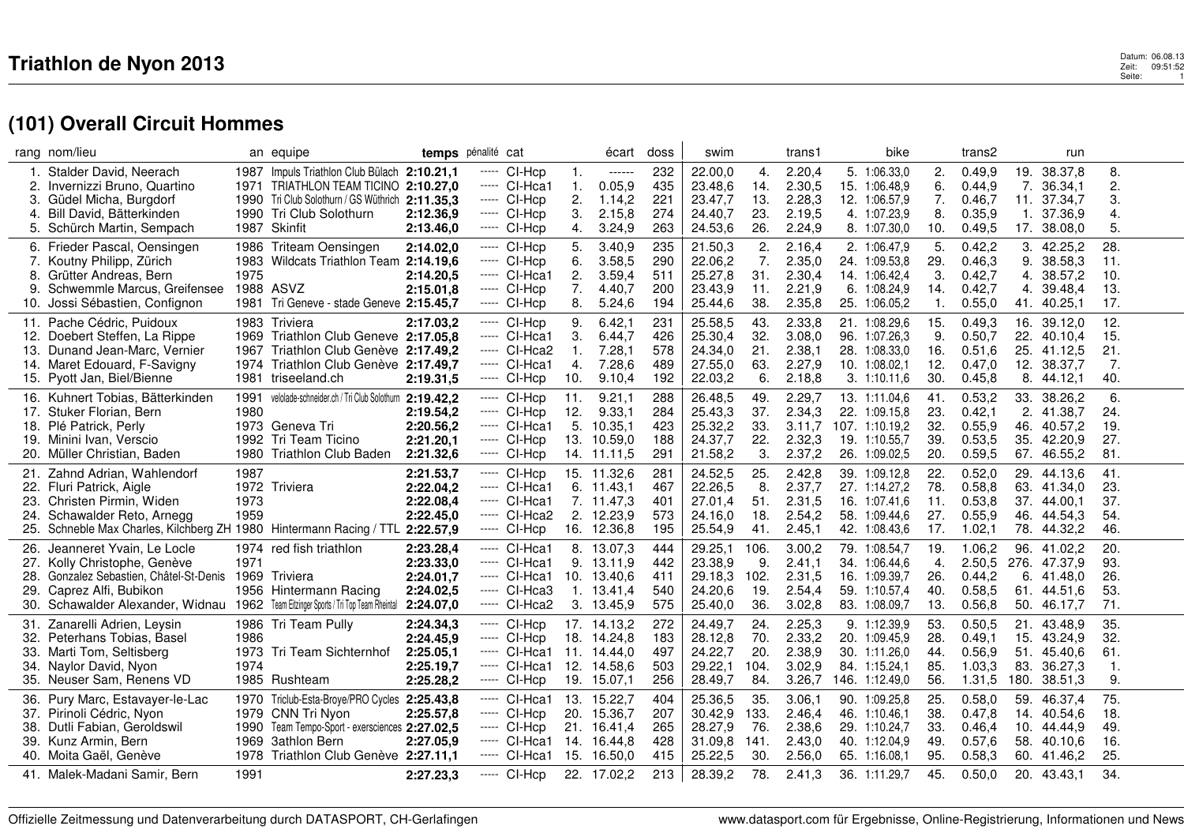# Triathlon de Nyon 2013

## (101) Overall Circuit Hommes

| rang | nom/lieu | an | equipe | temps | pénalité | cat | | écart | doss | swim | | trans1 | | bike | | trans2 | | run | |
|---|---|---|---|---|---|---|---|---|---|---|---|---|---|---|---|---|---|---|---|
| 1. | Stalder David, Neerach | 1987 | Impuls Triathlon Club Bülach | **2:10.21,1** | ----- | CI-Hcp | 1. | ------ | 232 | 22.00,0 | 4. | 2.20,4 | 5. | 1:06.33,0 | 2. | 0.49,9 | 19. | 38.37,8 | 8. |
| 2. | Invernizzi Bruno, Quartino | 1971 | TRIATHLON TEAM TICINO | **2:10.27,0** | ----- | CI-Hca1 | 1. | 0.05,9 | 435 | 23.48,6 | 14. | 2.30,5 | 15. | 1:06.48,9 | 6. | 0.44,9 | 7. | 36.34,1 | 2. |
| 3. | Güdel Micha, Burgdorf | 1990 | Tri Club Solothurn / GS Wüthrich | **2:11.35,3** | ----- | CI-Hcp | 2. | 1.14,2 | 221 | 23.47,7 | 13. | 2.28,3 | 12. | 1:06.57,9 | 7. | 0.46,7 | 11. | 37.34,7 | 3. |
| 4. | Bill David, Bätterkinden | 1990 | Tri Club Solothurn | **2:12.36,9** | ----- | CI-Hcp | 3. | 2.15,8 | 274 | 24.40,7 | 23. | 2.19,5 | 4. | 1:07.23,9 | 8. | 0.35,9 | 1. | 37.36,9 | 4. |
| 5. | Schürch Martin, Sempach | 1987 | Skinfit | **2:13.46,0** | ----- | CI-Hcp | 4. | 3.24,9 | 263 | 24.53,6 | 26. | 2.24,9 | 8. | 1:07.30,0 | 10. | 0.49,5 | 17. | 38.08,0 | 5. |
| 6. | Frieder Pascal, Oensingen | 1986 | Triteam Oensingen | **2:14.02,0** | ----- | CI-Hcp | 5. | 3.40,9 | 235 | 21.50,3 | 2. | 2.16,4 | 2. | 1:06.47,9 | 5. | 0.42,2 | 3. | 42.25,2 | 28. |
| 7. | Koutny Philipp, Zürich | 1983 | Wildcats Triathlon Team | **2:14.19,6** | ----- | CI-Hcp | 6. | 3.58,5 | 290 | 22.06,2 | 7. | 2.35,0 | 24. | 1:09.53,8 | 29. | 0.46,3 | 9. | 38.58,3 | 11. |
| 8. | Grütter Andreas, Bern | 1975 | | **2:14.20,5** | ----- | CI-Hca1 | 2. | 3.59,4 | 511 | 25.27,8 | 31. | 2.30,4 | 14. | 1:06.42,4 | 3. | 0.42,7 | 4. | 38.57,2 | 10. |
| 9. | Schwemmle Marcus, Greifensee | 1988 | ASVZ | **2:15.01,8** | ----- | CI-Hcp | 7. | 4.40,7 | 200 | 23.43,9 | 11. | 2.21,9 | 6. | 1:08.24,9 | 14. | 0.42,7 | 4. | 39.48,4 | 13. |
| 10. | Jossi Sébastien, Confignon | 1981 | Tri Geneve - stade Geneve | **2:15.45,7** | ----- | CI-Hcp | 8. | 5.24,6 | 194 | 25.44,6 | 38. | 2.35,8 | 25. | 1:06.05,2 | 1. | 0.55,0 | 41. | 40.25,1 | 17. |
| 11. | Pache Cédric, Puidoux | 1983 | Triviera | **2:17.03,2** | ----- | CI-Hcp | 9. | 6.42,1 | 231 | 25.58,5 | 43. | 2.33,8 | 21. | 1:08.29,6 | 15. | 0.49,3 | 16. | 39.12,0 | 12. |
| 12. | Doebert Steffen, La Rippe | 1969 | Triathlon Club Geneve | **2:17.05,8** | ----- | CI-Hca1 | 3. | 6.44,7 | 426 | 25.30,4 | 32. | 3.08,0 | 96. | 1:07.26,3 | 9. | 0.50,7 | 22. | 40.10,4 | 15. |
| 13. | Dunand Jean-Marc, Vernier | 1967 | Triathlon Club Genève | **2:17.49,2** | ----- | CI-Hca2 | 1. | 7.28,1 | 578 | 24.34,0 | 21. | 2.38,1 | 28. | 1:08.33,0 | 16. | 0.51,6 | 25. | 41.12,5 | 21. |
| 14. | Maret Edouard, F-Savigny | 1974 | Triathlon Club Genève | **2:17.49,7** | ----- | CI-Hca1 | 4. | 7.28,6 | 489 | 27.55,0 | 63. | 2.27,9 | 10. | 1:08.02,1 | 12. | 0.47,0 | 12. | 38.37,7 | 7. |
| 15. | Pyott Jan, Biel/Bienne | 1981 | triseeland.ch | **2:19.31,5** | ----- | CI-Hcp | 10. | 9.10,4 | 192 | 22.03,2 | 6. | 2.18,8 | 3. | 1:10.11,6 | 30. | 0.45,8 | 8. | 44.12,1 | 40. |
| 16. | Kuhnert Tobias, Bätterkinden | 1991 | velolade-schneider.ch / Tri Club Solothurn | **2:19.42,2** | ----- | CI-Hcp | 11. | 9.21,1 | 288 | 26.48,5 | 49. | 2.29,7 | 13. | 1:11.04,6 | 41. | 0.53,2 | 33. | 38.26,2 | 6. |
| 17. | Stuker Florian, Bern | 1980 | | **2:19.54,2** | ----- | CI-Hcp | 12. | 9.33,1 | 284 | 25.43,3 | 37. | 2.34,3 | 22. | 1:09.15,8 | 23. | 0.42,1 | 2. | 41.38,7 | 24. |
| 18. | Plé Patrick, Perly | 1973 | Geneva Tri | **2:20.56,2** | ----- | CI-Hca1 | 5. | 10.35,1 | 423 | 25.32,2 | 33. | 3.11,7 | 107. | 1:10.19,2 | 32. | 0.55,9 | 46. | 40.57,2 | 19. |
| 19. | Minini Ivan, Verscio | 1992 | Tri Team Ticino | **2:21.20,1** | ----- | CI-Hcp | 13. | 10.59,0 | 188 | 24.37,7 | 22. | 2.32,3 | 19. | 1:10.55,7 | 39. | 0.53,5 | 35. | 42.20,9 | 27. |
| 20. | Müller Christian, Baden | 1980 | Triathlon Club Baden | **2:21.32,6** | ----- | CI-Hcp | 14. | 11.11,5 | 291 | 21.58,2 | 3. | 2.37,2 | 26. | 1:09.02,5 | 20. | 0.59,5 | 67. | 46.55,2 | 81. |
| 21. | Zahnd Adrian, Wahlendorf | 1987 | | **2:21.53,7** | ----- | CI-Hcp | 15. | 11.32,6 | 281 | 24.52,5 | 25. | 2.42,8 | 39. | 1:09.12,8 | 22. | 0.52,0 | 29. | 44.13,6 | 41. |
| 22. | Fluri Patrick, Aigle | 1972 | Triviera | **2:22.04,2** | ----- | CI-Hca1 | 6. | 11.43,1 | 467 | 22.26,5 | 8. | 2.37,7 | 27. | 1:14.27,2 | 78. | 0.58,8 | 63. | 41.34,0 | 23. |
| 23. | Christen Pirmin, Widen | 1973 | | **2:22.08,4** | ----- | CI-Hca1 | 7. | 11.47,3 | 401 | 27.01,4 | 51. | 2.31,5 | 16. | 1:07.41,6 | 11. | 0.53,8 | 37. | 44.00,1 | 37. |
| 24. | Schawalder Reto, Arnegg | 1959 | | **2:22.45,0** | ----- | CI-Hca2 | 2. | 12.23,9 | 573 | 24.16,0 | 18. | 2.54,2 | 58. | 1:09.44,6 | 27. | 0.55,9 | 46. | 44.54,3 | 54. |
| 25. | Schneble Max Charles, Kilchberg ZH | 1980 | Hintermann Racing / TTL | **2:22.57,9** | ----- | CI-Hcp | 16. | 12.36,8 | 195 | 25.54,9 | 41. | 2.45,1 | 42. | 1:08.43,6 | 17. | 1.02,1 | 78. | 44.32,2 | 46. |
| 26. | Jeanneret Yvain, Le Locle | 1974 | red fish triathlon | **2:23.28,4** | ----- | CI-Hca1 | 8. | 13.07,3 | 444 | 29.25,1 | 106. | 3.00,2 | 79. | 1:08.54,7 | 19. | 1.06,2 | 96. | 41.02,2 | 20. |
| 27. | Kolly Christophe, Genève | 1971 | | **2:23.33,0** | ----- | CI-Hca1 | 9. | 13.11,9 | 442 | 23.38,9 | 9. | 2.41,1 | 34. | 1:06.44,6 | 4. | 2.50,5 | 276. | 47.37,9 | 93. |
| 28. | Gonzalez Sebastien, Châtel-St-Denis | 1969 | Triviera | **2:24.01,7** | ----- | CI-Hca1 | 10. | 13.40,6 | 411 | 29.18,3 | 102. | 2.31,5 | 16. | 1:09.39,7 | 26. | 0.44,2 | 6. | 41.48,0 | 26. |
| 29. | Caprez Alfi, Bubikon | 1956 | Hintermann Racing | **2:24.02,5** | ----- | CI-Hca3 | 1. | 13.41,4 | 540 | 24.20,6 | 19. | 2.54,4 | 59. | 1:10.57,4 | 40. | 0.58,5 | 61. | 44.51,6 | 53. |
| 30. | Schawalder Alexander, Widnau | 1962 | Team Eltzinger Sports / Tri Top Team Rheintal | **2:24.07,0** | ----- | CI-Hca2 | 3. | 13.45,9 | 575 | 25.40,0 | 36. | 3.02,8 | 83. | 1:08.09,7 | 13. | 0.56,8 | 50. | 46.17,7 | 71. |
| 31. | Zanarelli Adrien, Leysin | 1986 | Tri Team Pully | **2:24.34,3** | ----- | CI-Hcp | 17. | 14.13,2 | 272 | 24.49,7 | 24. | 2.25,3 | 9. | 1:12.39,9 | 53. | 0.50,5 | 21. | 43.48,9 | 35. |
| 32. | Peterhans Tobias, Basel | 1986 | | **2:24.45,9** | ----- | CI-Hcp | 18. | 14.24,8 | 183 | 28.12,8 | 70. | 2.33,2 | 20. | 1:09.45,9 | 28. | 0.49,1 | 15. | 43.24,9 | 32. |
| 33. | Marti Tom, Seltisberg | 1973 | Tri Team Sichternhof | **2:25.05,1** | ----- | CI-Hca1 | 11. | 14.44,0 | 497 | 24.22,7 | 20. | 2.38,9 | 30. | 1:11.26,0 | 44. | 0.56,9 | 51. | 45.40,6 | 61. |
| 34. | Naylor David, Nyon | 1974 | | **2:25.19,7** | ----- | CI-Hca1 | 12. | 14.58,6 | 503 | 29.22,1 | 104. | 3.02,9 | 84. | 1:15.24,1 | 85. | 1.03,3 | 83. | 36.27,3 | 1. |
| 35. | Neuser Sam, Renens VD | 1985 | Rushteam | **2:25.28,2** | ----- | CI-Hcp | 19. | 15.07,1 | 256 | 28.49,7 | 84. | 3.26,7 | 146. | 1:12.49,0 | 56. | 1.31,5 | 180. | 38.51,3 | 9. |
| 36. | Pury Marc, Estavayer-le-Lac | 1970 | Triclub-Esta-Broye/PRO Cycles | **2:25.43,8** | ----- | CI-Hca1 | 13. | 15.22,7 | 404 | 25.36,5 | 35. | 3.06,1 | 90. | 1:09.25,8 | 25. | 0.58,0 | 59. | 46.37,4 | 75. |
| 37. | Pirinoli Cédric, Nyon | 1979 | CNN Tri Nyon | **2:25.57,8** | ----- | CI-Hcp | 20. | 15.36,7 | 207 | 30.42,9 | 133. | 2.46,4 | 46. | 1:10.46,1 | 38. | 0.47,8 | 14. | 40.54,6 | 18. |
| 38. | Dutli Fabian, Geroldswil | 1990 | Team Tempo-Sport - exersciences | **2:27.02,5** | ----- | CI-Hcp | 21. | 16.41,4 | 265 | 28.27,9 | 76. | 2.38,6 | 29. | 1:10.24,7 | 33. | 0.46,4 | 10. | 44.44,9 | 49. |
| 39. | Kunz Armin, Bern | 1969 | 3athlon Bern | **2:27.05,9** | ----- | CI-Hca1 | 14. | 16.44,8 | 428 | 31.09,8 | 141. | 2.43,0 | 40. | 1:12.04,9 | 49. | 0.57,6 | 58. | 40.10,6 | 16. |
| 40. | Moita Gaël, Genève | 1978 | Triathlon Club Genève | **2:27.11,1** | ----- | CI-Hca1 | 15. | 16.50,0 | 415 | 25.22,5 | 30. | 2.56,0 | 65. | 1:16.08,1 | 95. | 0.58,3 | 60. | 41.46,2 | 25. |
| 41. | Malek-Madani Samir, Bern | 1991 | | **2:27.23,3** | ----- | CI-Hcp | 22. | 17.02,2 | 213 | 28.39,2 | 78. | 2.41,3 | 36. | 1:11.29,7 | 45. | 0.50,0 | 20. | 43.43,1 | 34. |

Offizielle Zeitmessung und Datenverarbeitung durch DATASPORT, CH-Gerlafingen — www.datasport.com für Ergebnisse, Online-Registrierung, Informationen und News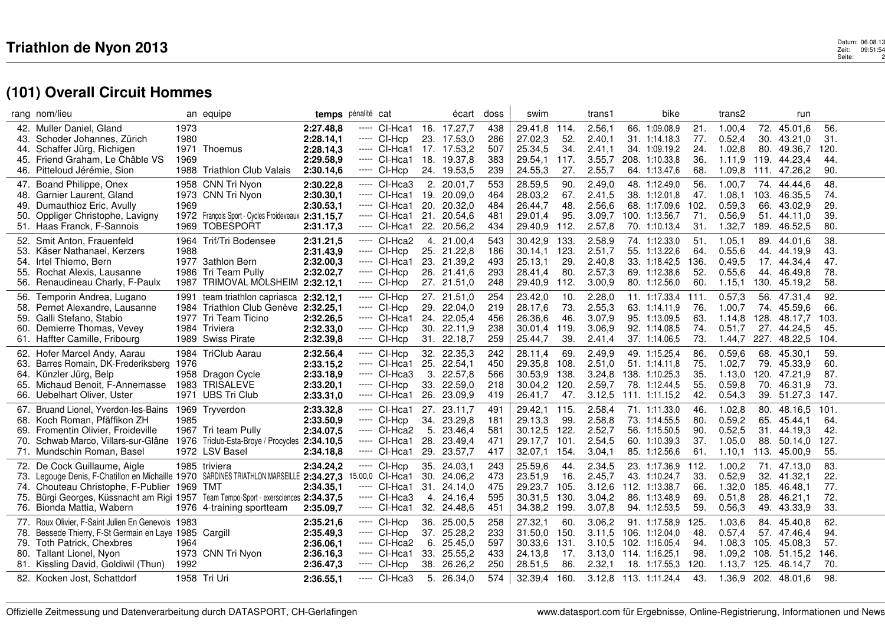# Triathlon de Nyon 2013

## (101) Overall Circuit Hommes

| rang | nom/lieu | an | equipe | temps | pénalité | cat | | écart | doss | swim | | trans1 | | bike | | trans2 | | run | |
|---|---|---|---|---|---|---|---|---|---|---|---|---|---|---|---|---|---|---|---|
| 42. | Muller Daniel, Gland | 1973 | | **2:27.48,8** | ----- | Cl-Hca1 | 16. | 17.27,7 | 438 | 29.41,8 | 114. | 2.56,1 | 66. | 1:09.08,9 | 21. | 1.00,4 | 72. | 45.01,6 | 56. |
| 43. | Schoder Johannes, Zürich | 1980 | | **2:28.14,1** | ----- | Cl-Hcp | 23. | 17.53,0 | 286 | 27.02,3 | 52. | 2.40,1 | 31. | 1:14.18,3 | 77. | 0.52,4 | 30. | 43.21,0 | 31. |
| 44. | Schaffer Jürg, Richigen | 1971 | Thoemus | **2:28.14,3** | ----- | Cl-Hca1 | 17. | 17.53,2 | 507 | 25.34,5 | 34. | 2.41,1 | 34. | 1:09.19,2 | 24. | 1.02,8 | 80. | 49.36,7 | 120. |
| 45. | Friend Graham, Le Châble VS | 1969 | | **2:29.58,9** | ----- | Cl-Hca1 | 18. | 19.37,8 | 383 | 29.54,1 | 117. | 3.55,7 | 208. | 1:10.33,8 | 36. | 1.11,9 | 119. | 44.23,4 | 44. |
| 46. | Pitteloud Jérémie, Sion | 1988 | Triathlon Club Valais | **2:30.14,6** | ----- | Cl-Hcp | 24. | 19.53,5 | 239 | 24.55,3 | 27. | 2.55,7 | 64. | 1:13.47,6 | 68. | 1.09,8 | 111. | 47.26,2 | 90. |
| 47. | Boand Philippe, Onex | 1958 | CNN Tri Nyon | **2:30.22,8** | ----- | Cl-Hca3 | 2. | 20.01,7 | 553 | 28.59,5 | 90. | 2.49,0 | 48. | 1:12.49,0 | 56. | 1.00,7 | 74. | 44.44,6 | 48. |
| 48. | Garnier Laurent, Gland | 1973 | CNN Tri Nyon | **2:30.30,1** | ----- | Cl-Hca1 | 19. | 20.09,0 | 464 | 28.03,2 | 67. | 2.41,5 | 38. | 1:12.01,8 | 47. | 1.08,1 | 103. | 46.35,5 | 74. |
| 49. | Dumauthioz Eric, Avully | 1969 | | **2:30.53,1** | ----- | Cl-Hca1 | 20. | 20.32,0 | 484 | 26.44,7 | 48. | 2.56,6 | 68. | 1:17.09,6 | 102. | 0.59,3 | 66. | 43.02,9 | 29. |
| 50. | Oppliger Christophe, Lavigny | 1972 | François Sport - Cycles Froideveaux | **2:31.15,7** | ----- | Cl-Hca1 | 21. | 20.54,6 | 481 | 29.01,4 | 95. | 3.09,7 | 100. | 1:13.56,7 | 71. | 0.56,9 | 51. | 44.11,0 | 39. |
| 51. | Haas Franck, F-Sannois | 1969 | TOBESPORT | **2:31.17,3** | ----- | Cl-Hca1 | 22. | 20.56,2 | 434 | 29.40,9 | 112. | 2.57,8 | 70. | 1:10.13,4 | 31. | 1.32,7 | 189. | 46.52,5 | 80. |
| 52. | Smit Anton, Frauenfeld | 1964 | Trif/Tri Bodensee | **2:31.21,5** | ----- | Cl-Hca2 | 4. | 21.00,4 | 543 | 30.42,9 | 133. | 2.58,9 | 74. | 1:12.33,0 | 51. | 1.05,1 | 89. | 44.01,6 | 38. |
| 53. | Käser Nathanael, Kerzers | 1988 | | **2:31.43,9** | ----- | Cl-Hcp | 25. | 21.22,8 | 186 | 30.14,1 | 123. | 2.51,7 | 55. | 1:13.22,6 | 64. | 0.55,6 | 44. | 44.19,9 | 43. |
| 54. | Irtel Thiemo, Bern | 1977 | 3athlon Bern | **2:32.00,3** | ----- | Cl-Hca1 | 23. | 21.39,2 | 493 | 25.13,1 | 29. | 2.40,8 | 33. | 1:18.42,5 | 136. | 0.49,5 | 17. | 44.34,4 | 47. |
| 55. | Rochat Alexis, Lausanne | 1986 | Tri Team Pully | **2:32.02,7** | ----- | Cl-Hcp | 26. | 21.41,6 | 293 | 28.41,4 | 80. | 2.57,3 | 69. | 1:12.38,6 | 52. | 0.55,6 | 44. | 46.49,8 | 78. |
| 56. | Renaudineau Charly, F-Paulx | 1987 | TRIMOVAL MOLSHEIM | **2:32.12,1** | ----- | Cl-Hcp | 27. | 21.51,0 | 248 | 29.40,9 | 112. | 3.00,9 | 80. | 1:12.56,0 | 60. | 1.15,1 | 130. | 45.19,2 | 58. |
| 56. | Temporin Andrea, Lugano | 1991 | team triathlon capriasca | **2:32.12,1** | ----- | Cl-Hcp | 27. | 21.51,0 | 254 | 23.42,0 | 10. | 2.28,0 | 11. | 1:17.33,4 | 111. | 0.57,3 | 56. | 47.31,4 | 92. |
| 58. | Pernet Alexandre, Lausanne | 1984 | Triathlon Club Genève | **2:32.25,1** | ----- | Cl-Hcp | 29. | 22.04,0 | 219 | 28.17,6 | 73. | 2.55,3 | 63. | 1:14.11,9 | 76. | 1.00,7 | 74. | 45.59,6 | 66. |
| 59. | Galli Stefano, Stabio | 1977 | Tri Team Ticino | **2:32.26,5** | ----- | Cl-Hca1 | 24. | 22.05,4 | 456 | 26.36,6 | 46. | 3.07,9 | 95. | 1:13.09,5 | 63. | 1.14,8 | 128. | 48.17,7 | 103. |
| 60. | Demierre Thomas, Vevey | 1984 | Triviera | **2:32.33,0** | ----- | Cl-Hcp | 30. | 22.11,9 | 238 | 30.01,4 | 119. | 3.06,9 | 92. | 1:14.08,5 | 74. | 0.51,7 | 27. | 44.24,5 | 45. |
| 61. | Haffter Camille, Fribourg | 1989 | Swiss Pirate | **2:32.39,8** | ----- | Cl-Hcp | 31. | 22.18,7 | 259 | 25.44,7 | 39. | 2.41,4 | 37. | 1:14.06,5 | 73. | 1.44,7 | 227. | 48.22,5 | 104. |
| 62. | Hofer Marcel Andy, Aarau | 1984 | TriClub Aarau | **2:32.56,4** | ----- | Cl-Hcp | 32. | 22.35,3 | 242 | 28.11,4 | 69. | 2.49,9 | 49. | 1:15.25,4 | 86. | 0.59,6 | 68. | 45.30,1 | 59. |
| 63. | Barres Romain, DK-Frederiksberg | 1976 | | **2:33.15,2** | ----- | Cl-Hca1 | 25. | 22.54,1 | 450 | 29.35,8 | 108. | 2.51,0 | 51. | 1:14.11,8 | 75. | 1.02,7 | 79. | 45.33,9 | 60. |
| 64. | Künzler Jürg, Belp | 1958 | Dragon Cycle | **2:33.18,9** | ----- | Cl-Hca3 | 3. | 22.57,8 | 566 | 30.53,9 | 138. | 3.24,8 | 138. | 1:10.25,3 | 35. | 1.13,0 | 120. | 47.21,9 | 87. |
| 65. | Michaud Benoit, F-Annemasse | 1983 | TRISALEVE | **2:33.20,1** | ----- | Cl-Hcp | 33. | 22.59,0 | 218 | 30.04,2 | 120. | 2.59,7 | 78. | 1:12.44,5 | 55. | 0.59,8 | 70. | 46.31,9 | 73. |
| 66. | Uebelhart Oliver, Uster | 1971 | UBS Tri Club | **2:33.31,0** | ----- | Cl-Hca1 | 26. | 23.09,9 | 419 | 26.41,7 | 47. | 3.12,5 | 111. | 1:11.15,2 | 42. | 0.54,3 | 39. | 51.27,3 | 147. |
| 67. | Bruand Lionel, Yverdon-les-Bains | 1969 | Tryverdon | **2:33.32,8** | ----- | Cl-Hca1 | 27. | 23.11,7 | 491 | 29.42,1 | 115. | 2.58,4 | 71. | 1:11.33,0 | 46. | 1.02,8 | 80. | 48.16,5 | 101. |
| 68. | Koch Roman, Pfäffikon ZH | 1985 | | **2:33.50,9** | ----- | Cl-Hcp | 34. | 23.29,8 | 181 | 29.13,3 | 99. | 2.58,8 | 73. | 1:14.55,5 | 80. | 0.59,2 | 65. | 45.44,1 | 64. |
| 69. | Fromentin Olivier, Froideville | 1967 | Tri team Pully | **2:34.07,5** | ----- | Cl-Hca2 | 5. | 23.46,4 | 581 | 30.12,5 | 122. | 2.52,7 | 56. | 1:15.50,5 | 90. | 0.52,5 | 31. | 44.19,3 | 42. |
| 70. | Schwab Marco, Villars-sur-Glâne | 1976 | Triclub-Esta-Broye / Procycles | **2:34.10,5** | ----- | Cl-Hca1 | 28. | 23.49,4 | 471 | 29.17,7 | 101. | 2.54,5 | 60. | 1:10.39,3 | 37. | 1.05,0 | 88. | 50.14,0 | 127. |
| 71. | Mundschin Roman, Basel | 1972 | LSV Basel | **2:34.18,8** | ----- | Cl-Hca1 | 29. | 23.57,7 | 417 | 32.07,1 | 154. | 3.04,1 | 85. | 1:12.56,6 | 61. | 1.10,1 | 113. | 45.00,9 | 55. |
| 72. | De Cock Guillaume, Aigle | 1985 | triviera | **2:34.24,2** | ----- | Cl-Hcp | 35. | 24.03,1 | 243 | 25.59,6 | 44. | 2.34,5 | 23. | 1:17.36,9 | 112. | 1.00,2 | 71. | 47.13,0 | 83. |
| 73. | Legouge Denis, F-Chatillon en Michaille | 1970 | SARDINES TRIATHLON MARSEILLE | **2:34.27,3** | 15.00,0 | Cl-Hca1 | 30. | 24.06,2 | 473 | 23.51,9 | 16. | 2.45,7 | 43. | 1:10.24,7 | 33. | 0.52,9 | 32. | 41.32,1 | 22. |
| 74. | Chouteau Christophe, F-Publier | 1969 | TMT | **2:34.35,1** | ----- | Cl-Hca1 | 31. | 24.14,0 | 475 | 29.23,7 | 105. | 3.12,6 | 112. | 1:13.38,7 | 66. | 1.32,0 | 185. | 46.48,1 | 77. |
| 75. | Bürgi Georges, Küssnacht am Rigi | 1957 | Team Tempo-Sport - exersciences | **2:34.37,5** | ----- | Cl-Hca3 | 4. | 24.16,4 | 595 | 30.31,5 | 130. | 3.04,2 | 86. | 1:13.48,9 | 69. | 0.51,8 | 28. | 46.21,1 | 72. |
| 76. | Bionda Mattia, Wabern | 1976 | 4-training sportteam | **2:35.09,7** | ----- | Cl-Hca1 | 32. | 24.48,6 | 451 | 34.38,2 | 199. | 3.07,8 | 94. | 1:12.53,5 | 59. | 0.56,3 | 49. | 43.33,9 | 33. |
| 77. | Roux Olivier, F-Saint Julien En Genevois | 1983 | | **2:35.21,6** | ----- | Cl-Hcp | 36. | 25.00,5 | 258 | 27.32,1 | 60. | 3.06,2 | 91. | 1:17.58,9 | 125. | 1.03,6 | 84. | 45.40,8 | 62. |
| 78. | Bessede Thierry, F-St Germain en Laye | 1985 | Cargill | **2:35.49,3** | ----- | Cl-Hcp | 37. | 25.28,2 | 233 | 31.50,0 | 150. | 3.11,5 | 106. | 1:12.04,0 | 48. | 0.57,4 | 57. | 47.46,4 | 94. |
| 79. | Toth Patrick, Chexbres | 1964 | | **2:36.06,1** | ----- | Cl-Hca2 | 6. | 25.45,0 | 597 | 30.33,6 | 131. | 3.10,5 | 102. | 1:16.05,4 | 94. | 1.08,3 | 105. | 45.08,3 | 57. |
| 80. | Tallant Lionel, Nyon | 1973 | CNN Tri Nyon | **2:36.16,3** | ----- | Cl-Hca1 | 33. | 25.55,2 | 433 | 24.13,8 | 17. | 3.13,0 | 114. | 1:16.25,1 | 98. | 1.09,2 | 108. | 51.15,2 | 146. |
| 81. | Kissling David, Goldiwil (Thun) | 1992 | | **2:36.47,3** | ----- | Cl-Hcp | 38. | 26.26,2 | 250 | 28.51,5 | 86. | 2.32,1 | 18. | 1:17.55,3 | 120. | 1.13,7 | 125. | 46.14,7 | 70. |
| 82. | Kocken Jost, Schattdorf | 1958 | Tri Uri | **2:36.55,1** | ----- | Cl-Hca3 | 5. | 26.34,0 | 574 | 32.39,4 | 160. | 3.12,8 | 113. | 1:11.24,4 | 43. | 1.36,9 | 202. | 48.01,6 | 98. |

Offizielle Zeitmessung und Datenverarbeitung durch DATASPORT, CH-Gerlafingen — www.datasport.com für Ergebnisse, Online-Registrierung, Informationen und News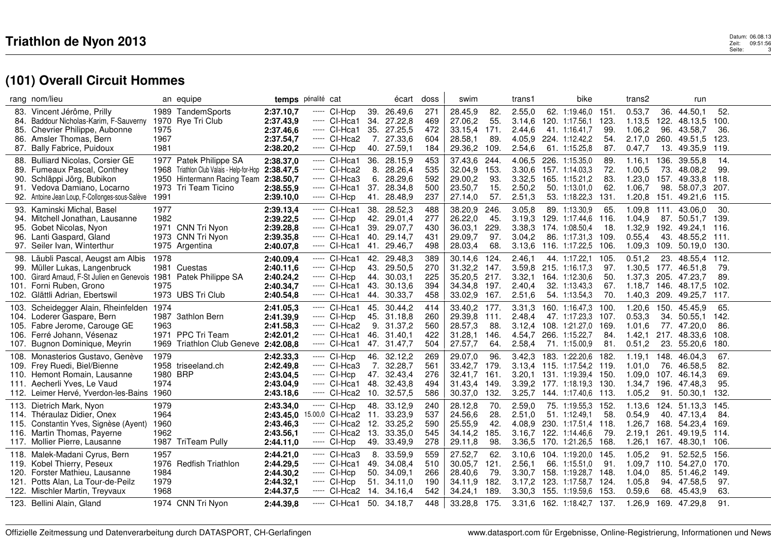# Triathlon de Nyon 2013

## (101) Overall Circuit Hommes

| rang | nom/lieu | an | equipe | temps | pénalité | cat | | écart | doss | swim | | trans1 | | bike | | trans2 | | run | |
|---|---|---|---|---|---|---|---|---|---|---|---|---|---|---|---|---|---|---|---|
| 83. | Vincent Jérôme, Prilly | 1989 | TandemSports | **2:37.10,7** | ----- | Cl-Hcp | 39. | 26.49,6 | 271 | 28.45,9 | 82. | 2.55,0 | 62. | 1:19.46,0 | 151. | 0.53,7 | 36. | 44.50,1 | 52. |
| 84. | Baddour Nicholas-Karim, F-Sauverny | 1970 | Rye Tri Club | **2:37.43,9** | ----- | Cl-Hca1 | 34. | 27.22,8 | 469 | 27.06,2 | 55. | 3.14,6 | 120. | 1:17.56,1 | 123. | 1.13,5 | 122. | 48.13,5 | 100. |
| 85. | Chevrier Philippe, Aubonne | 1975 | | **2:37.46,6** | ----- | Cl-Hca1 | 35. | 27.25,5 | 472 | 33.15,4 | 171. | 2.44,6 | 41. | 1:16.41,7 | 99. | 1.06,2 | 96. | 43.58,7 | 36. |
| 86. | Amsler Thomas, Bern | 1967 | | **2:37.54,7** | ----- | Cl-Hca2 | 7. | 27.33,6 | 604 | 28.58,1 | 89. | 4.05,9 | 224. | 1:12.42,2 | 54. | 2.17,0 | 260. | 49.51,5 | 123. |
| 87. | Bally Fabrice, Puidoux | 1981 | | **2:38.20,2** | ----- | Cl-Hcp | 40. | 27.59,1 | 184 | 29.36,2 | 109. | 2.54,6 | 61. | 1:15.25,8 | 87. | 0.47,7 | 13. | 49.35,9 | 119. |
| 88. | Bulliard Nicolas, Corsier GE | 1977 | Patek Philippe SA | **2:38.37,0** | ----- | Cl-Hca1 | 36. | 28.15,9 | 453 | 37.43,6 | 244. | 4.06,5 | 226. | 1:15.35,0 | 89. | 1.16,1 | 136. | 39.55,8 | 14. |
| 89. | Fumeaux Pascal, Conthey | 1968 | Triathlon Club Valais - Help-for-Hop | **2:38.47,5** | ----- | Cl-Hca2 | 8. | 28.26,4 | 535 | 32.04,9 | 153. | 3.30,6 | 157. | 1:14.03,3 | 72. | 1.00,5 | 73. | 48.08,2 | 99. |
| 90. | Schläppi Jörg, Bubikon | 1950 | Hintermann Racing Team | **2:38.50,7** | ----- | Cl-Hca3 | 6. | 28.29,6 | 592 | 29.00,2 | 93. | 3.32,5 | 165. | 1:15.21,2 | 83. | 1.23,0 | 157. | 49.33,8 | 118. |
| 91. | Vedova Damiano, Locarno | 1973 | Tri Team Ticino | **2:38.55,9** | ----- | Cl-Hca1 | 37. | 28.34,8 | 500 | 23.50,7 | 15. | 2.50,2 | 50. | 1:13.01,0 | 62. | 1.06,7 | 98. | 58.07,3 | 207. |
| 92. | Antoine Jean Loup, F-Collonges-sous-Salève | 1991 | | **2:39.10,0** | ----- | Cl-Hcp | 41. | 28.48,9 | 237 | 27.14,0 | 57. | 2.51,3 | 53. | 1:18.22,3 | 131. | 1.20,8 | 151. | 49.21,6 | 115. |
| 93. | Kaminski Michal, Basel | 1977 | | **2:39.13,4** | ----- | Cl-Hca1 | 38. | 28.52,3 | 488 | 38.20,9 | 246. | 3.05,8 | 89. | 1:13.30,9 | 65. | 1.09,8 | 111. | 43.06,0 | 30. |
| 94. | Mitchell Jonathan, Lausanne | 1982 | | **2:39.22,5** | ----- | Cl-Hcp | 42. | 29.01,4 | 277 | 26.22,0 | 45. | 3.19,3 | 129. | 1:17.44,6 | 116. | 1.04,9 | 87. | 50.51,7 | 139. |
| 95. | Gobet Nicolas, Nyon | 1971 | CNN Tri Nyon | **2:39.28,8** | ----- | Cl-Hca1 | 39. | 29.07,7 | 430 | 36.03,1 | 229. | 3.38,3 | 174. | 1:08.50,4 | 18. | 1.32,9 | 192. | 49.24,1 | 116. |
| 96. | Lanti Gaspard, Gland | 1973 | CNN Tri Nyon | **2:39.35,8** | ----- | Cl-Hca1 | 40. | 29.14,7 | 431 | 29.09,7 | 97. | 3.04,2 | 86. | 1:17.31,3 | 109. | 0.55,4 | 43. | 48.55,2 | 111. |
| 97. | Seiler Ivan, Winterthur | 1975 | Argentina | **2:40.07,8** | ----- | Cl-Hca1 | 41. | 29.46,7 | 498 | 28.03,4 | 68. | 3.13,6 | 116. | 1:17.22,5 | 106. | 1.09,3 | 109. | 50.19,0 | 130. |
| 98. | Läubli Pascal, Aeugst am Albis | 1978 | | **2:40.09,4** | ----- | Cl-Hca1 | 42. | 29.48,3 | 389 | 30.14,6 | 124. | 2.46,1 | 44. | 1:17.22,1 | 105. | 0.51,2 | 23. | 48.55,4 | 112. |
| 99. | Müller Lukas, Langenbruck | 1981 | Cuestas | **2:40.11,6** | ----- | Cl-Hcp | 43. | 29.50,5 | 270 | 31.32,2 | 147. | 3.59,8 | 215. | 1:16.17,3 | 97. | 1.30,5 | 177. | 46.51,8 | 79. |
| 100. | Girard Arnaud, F-St Julien en Genevois | 1981 | Patek Philippe SA | **2:40.24,2** | ----- | Cl-Hcp | 44. | 30.03,1 | 225 | 35.20,5 | 217. | 3.32,1 | 164. | 1:12.30,6 | 50. | 1.37,3 | 205. | 47.23,7 | 89. |
| 101. | Forni Ruben, Grono | 1975 | | **2:40.34,7** | ----- | Cl-Hca1 | 43. | 30.13,6 | 394 | 34.34,8 | 197. | 2.40,4 | 32. | 1:13.43,3 | 67. | 1.18,7 | 146. | 48.17,5 | 102. |
| 102. | Glättli Adrian, Ebertswil | 1973 | UBS Tri Club | **2:40.54,8** | ----- | Cl-Hca1 | 44. | 30.33,7 | 458 | 33.02,9 | 167. | 2.51,6 | 54. | 1:13.54,3 | 70. | 1.40,3 | 209. | 49.25,7 | 117. |
| 103. | Scheidegger Alain, Rheinfelden | 1974 | | **2:41.05,3** | ----- | Cl-Hca1 | 45. | 30.44,2 | 414 | 33.40,2 | 177. | 3.31,3 | 160. | 1:16.47,3 | 100. | 1.20,6 | 150. | 45.45,9 | 65. |
| 104. | Loderer Gaspare, Bern | 1987 | 3athlon Bern | **2:41.39,9** | ----- | Cl-Hcp | 45. | 31.18,8 | 260 | 29.39,8 | 111. | 2.48,4 | 47. | 1:17.23,3 | 107. | 0.53,3 | 34. | 50.55,1 | 142. |
| 105. | Fabre Jerome, Carouge GE | 1963 | | **2:41.58,3** | ----- | Cl-Hca2 | 9. | 31.37,2 | 560 | 28.57,3 | 88. | 3.12,4 | 108. | 1:21.27,0 | 169. | 1.01,6 | 77. | 47.20,0 | 86. |
| 106. | Ferré Johann, Vésenaz | 1971 | PPC Tri Team | **2:42.01,2** | ----- | Cl-Hca1 | 46. | 31.40,1 | 422 | 31.28,1 | 146. | 4.54,7 | 266. | 1:15.22,7 | 84. | 1.42,1 | 217. | 48.33,6 | 108. |
| 107. | Bugnon Dominique, Meyrin | 1969 | Triathlon Club Geneve | **2:42.08,8** | ----- | Cl-Hca1 | 47. | 31.47,7 | 504 | 27.57,7 | 64. | 2.58,4 | 71. | 1:15.00,9 | 81. | 0.51,2 | 23. | 55.20,6 | 180. |
| 108. | Monasterios Gustavo, Genève | 1979 | | **2:42.33,3** | ----- | Cl-Hcp | 46. | 32.12,2 | 269 | 29.07,0 | 96. | 3.42,3 | 183. | 1:22.20,6 | 182. | 1.19,1 | 148. | 46.04,3 | 67. |
| 109. | Frey Ruedi, Biel/Bienne | 1958 | triseeland.ch | **2:42.49,8** | ----- | Cl-Hca3 | 7. | 32.28,7 | 561 | 33.42,7 | 179. | 3.13,4 | 115. | 1:17.54,2 | 119. | 1.01,0 | 76. | 46.58,5 | 82. |
| 110. | Hemont Romain, Lausanne | 1980 | BRP | **2:43.04,5** | ----- | Cl-Hcp | 47. | 32.43,4 | 276 | 32.41,7 | 161. | 3.20,1 | 131. | 1:19.39,4 | 150. | 1.09,0 | 107. | 46.14,3 | 69. |
| 111. | Aecherli Yves, Le Vaud | 1974 | | **2:43.04,9** | ----- | Cl-Hca1 | 48. | 32.43,8 | 494 | 31.43,4 | 149. | 3.39,2 | 177. | 1:18.19,3 | 130. | 1.34,7 | 196. | 47.48,3 | 95. |
| 112. | Leimer Hervé, Yverdon-les-Bains | 1960 | | **2:43.18,6** | ----- | Cl-Hca2 | 10. | 32.57,5 | 586 | 30.37,0 | 132. | 3.25,7 | 144. | 1:17.40,6 | 113. | 1.05,2 | 91. | 50.30,1 | 132. |
| 113. | Dietrich Mark, Nyon | 1979 | | **2:43.34,0** | ----- | Cl-Hcp | 48. | 33.12,9 | 240 | 28.12,8 | 70. | 2.59,0 | 75. | 1:19.55,3 | 152. | 1.13,6 | 124. | 51.13,3 | 145. |
| 114. | Théraulaz Didier, Onex | 1964 | | **2:43.45,0** | 15.00,0 | Cl-Hca2 | 11. | 33.23,9 | 537 | 24.56,6 | 28. | 2.51,0 | 51. | 1:12.49,1 | 58. | 0.54,9 | 40. | 47.13,4 | 84. |
| 115. | Constantin Yves, Signèse (Ayent) | 1960 | | **2:43.46,3** | ----- | Cl-Hca2 | 12. | 33.25,2 | 590 | 25.55,9 | 42. | 4.08,9 | 230. | 1:17.51,4 | 118. | 1.26,7 | 168. | 54.23,4 | 169. |
| 116. | Martin Thomas, Payerne | 1962 | | **2:43.56,1** | ----- | Cl-Hca2 | 13. | 33.35,0 | 545 | 34.14,2 | 185. | 3.16,7 | 122. | 1:14.46,6 | 79. | 2.19,1 | 261. | 49.19,5 | 114. |
| 117. | Mollier Pierre, Lausanne | 1987 | TriTeam Pully | **2:44.11,0** | ----- | Cl-Hcp | 49. | 33.49,9 | 278 | 29.11,8 | 98. | 3.36,5 | 170. | 1:21.26,5 | 168. | 1.26,1 | 167. | 48.30,1 | 106. |
| 118. | Malek-Madani Cyrus, Bern | 1957 | | **2:44.21,0** | ----- | Cl-Hca3 | 8. | 33.59,9 | 559 | 27.52,7 | 62. | 3.10,6 | 104. | 1:19.20,0 | 145. | 1.05,2 | 91. | 52.52,5 | 156. |
| 119. | Kobel Thierry, Peseux | 1976 | Redfish Triathlon | **2:44.29,5** | ----- | Cl-Hca1 | 49. | 34.08,4 | 510 | 30.05,7 | 121. | 2.56,1 | 66. | 1:15.51,0 | 91. | 1.09,7 | 110. | 54.27,0 | 170. |
| 120. | Forster Mathieu, Lausanne | 1984 | | **2:44.30,2** | ----- | Cl-Hcp | 50. | 34.09,1 | 266 | 28.40,6 | 79. | 3.30,7 | 158. | 1:19.28,7 | 148. | 1.04,0 | 85. | 51.46,2 | 149. |
| 121. | Potts Alan, La Tour-de-Peilz | 1979 | | **2:44.32,1** | ----- | Cl-Hcp | 51. | 34.11,0 | 190 | 34.11,9 | 182. | 3.17,2 | 123. | 1:17.58,7 | 124. | 1.05,8 | 94. | 47.58,5 | 97. |
| 122. | Mischler Martin, Treyvaux | 1968 | | **2:44.37,5** | ----- | Cl-Hca2 | 14. | 34.16,4 | 542 | 34.24,1 | 189. | 3.30,3 | 155. | 1:19.59,6 | 153. | 0.59,6 | 68. | 45.43,9 | 63. |
| 123. | Bellini Alain, Gland | 1974 | CNN Tri Nyon | **2:44.39,8** | ----- | Cl-Hca1 | 50. | 34.18,7 | 448 | 33.28,8 | 175. | 3.31,6 | 162. | 1:18.42,7 | 137. | 1.26,9 | 169. | 47.29,8 | 91. |

Offizielle Zeitmessung und Datenverarbeitung durch DATASPORT, CH-Gerlafingen

www.datasport.com für Ergebnisse, Online-Registrierung, Informationen und News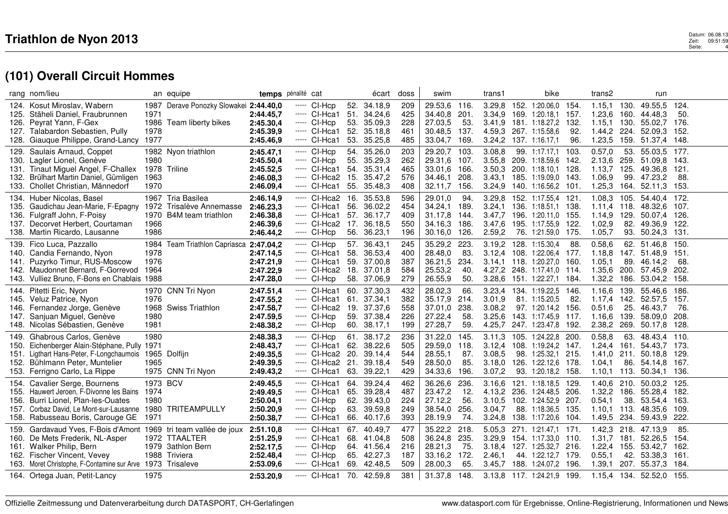# Triathlon de Nyon 2013

## (101) Overall Circuit Hommes

| rang | nom/lieu | an | equipe | temps | pénalité | cat | | écart | doss | swim | | trans1 | | bike | | trans2 | | run | |
|---|---|---|---|---|---|---|---|---|---|---|---|---|---|---|---|---|---|---|---|
| 124. | Kosut Miroslav, Wabern | 1987 | Derave Ponozky Slowakei | **2:44.40,0** | ----- | CI-Hcp | 52. | 34.18,9 | 209 | 29.53,6 | 116. | 3.29,8 | 152. | 1:20.06,0 | 154. | 1.15,1 | 130. | 49.55,5 | 124. |
| 125. | Stäheli Daniel, Fraubrunnen | 1971 | | **2:44.45,7** | ----- | CI-Hca1 | 51. | 34.24,6 | 425 | 34.40,8 | 201. | 3.34,9 | 169. | 1:20.18,1 | 157. | 1.23,6 | 160. | 44.48,3 | 50. |
| 126. | Peyrat Yann, F-Gex | 1986 | Team liberty bikes | **2:45.30,4** | ----- | CI-Hcp | 53. | 35.09,3 | 228 | 27.03,5 | 53. | 3.41,9 | 181. | 1:18.27,2 | 132. | 1.15,1 | 130. | 55.02,7 | 176. |
| 127. | Talabardon Sebastien, Pully | 1978 | | **2:45.39,9** | ----- | CI-Hca1 | 52. | 35.18,8 | 461 | 30.48,5 | 137. | 4.59,3 | 267. | 1:15.58,6 | 92. | 1.44,2 | 224. | 52.09,3 | 152. |
| 128. | Giauque Philippe, Grand-Lancy | 1977 | | **2:45.46,9** | ----- | CI-Hca1 | 53. | 35.25,8 | 485 | 33.04,7 | 169. | 3.24,2 | 137. | 1:16.17,1 | 96. | 1.23,5 | 159. | 51.37,4 | 148. |
| 129. | Saulais Arnaud, Coppet | 1982 | Nyon triathlon | **2:45.47,1** | ----- | CI-Hcp | 54. | 35.26,0 | 203 | 29.20,7 | 103. | 3.08,8 | 99. | 1:17.17,1 | 103. | 0.57,0 | 53. | 55.03,5 | 177. |
| 130. | Lagler Lionel, Genève | 1980 | | **2:45.50,4** | ----- | CI-Hcp | 55. | 35.29,3 | 262 | 29.31,6 | 107. | 3.55,8 | 209. | 1:18.59,6 | 142. | 2.13,6 | 259. | 51.09,8 | 143. |
| 131. | Tinaut Miguel Angel, F-Challex | 1978 | Triline | **2:45.52,5** | ----- | CI-Hca1 | 54. | 35.31,4 | 465 | 33.01,6 | 166. | 3.50,3 | 200. | 1:18.10,1 | 128. | 1.13,7 | 125. | 49.36,8 | 121. |
| 132. | Brülhart Martin Daniel, Gümligen | 1963 | | **2:46.08,3** | ----- | CI-Hca2 | 15. | 35.47,2 | 576 | 34.46,1 | 208. | 3.43,1 | 185. | 1:19.09,0 | 143. | 1.06,9 | 99. | 47.23,2 | 88. |
| 133. | Chollet Christian, Männedorf | 1970 | | **2:46.09,4** | ----- | CI-Hca1 | 55. | 35.48,3 | 408 | 32.11,7 | 156. | 3.24,9 | 140. | 1:16.56,2 | 101. | 1.25,3 | 164. | 52.11,3 | 153. |
| 134. | Huber Nicolas, Basel | 1967 | Tria Basilea | **2:46.14,9** | ----- | CI-Hca2 | 16. | 35.53,8 | 596 | 29.01,0 | 94. | 3.29,8 | 152. | 1:17.55,4 | 121. | 1.08,3 | 105. | 54.40,4 | 172. |
| 135. | Gaudichau Jean-Marie, F-Epagny | 1972 | Trisalève Annemasse | **2:46.23,3** | ----- | CI-Hca1 | 56. | 36.02,2 | 454 | 34.24,1 | 189. | 3.24,1 | 136. | 1:18.51,1 | 138. | 1.11,4 | 118. | 48.32,6 | 107. |
| 136. | Fulgraff John, F-Poisy | 1970 | B4M team triathlon | **2:46.38,8** | ----- | CI-Hca1 | 57. | 36.17,7 | 409 | 31.17,8 | 144. | 3.47,7 | 196. | 1:20.11,0 | 155. | 1.14,9 | 129. | 50.07,4 | 126. |
| 137. | Decorvet Herbert, Courtaman | 1966 | | **2:46.39,6** | ----- | CI-Hca2 | 17. | 36.18,5 | 550 | 34.16,3 | 186. | 3.47,6 | 195. | 1:17.55,9 | 122. | 1.02,9 | 82. | 49.36,9 | 122. |
| 138. | Martin Ricardo, Lausanne | 1986 | | **2:46.44,2** | ----- | CI-Hcp | 56. | 36.23,1 | 196 | 30.16,0 | 126. | 2.59,2 | 76. | 1:21.59,0 | 175. | 1.05,7 | 93. | 50.24,3 | 131. |
| 139. | Fico Luca, Pazzallo | 1984 | Team Triathlon Capriasca | **2:47.04,2** | ----- | CI-Hcp | 57. | 36.43,1 | 245 | 35.29,2 | 223. | 3.19,2 | 128. | 1:15.30,4 | 88. | 0.58,6 | 62. | 51.46,8 | 150. |
| 140. | Candia Fernando, Nyon | 1978 | | **2:47.14,5** | ----- | CI-Hca1 | 58. | 36.53,4 | 400 | 28.48,0 | 83. | 3.12,4 | 108. | 1:22.06,4 | 177. | 1.18,8 | 147. | 51.48,9 | 151. |
| 141. | Puzyrko Timur, RUS-Moscow | 1976 | | **2:47.21,9** | ----- | CI-Hca1 | 59. | 37.00,8 | 387 | 36.21,5 | 234. | 3.14,1 | 118. | 1:20.27,0 | 160. | 1.05,1 | 89. | 46.14,2 | 68. |
| 142. | Maudonnet Bernard, F-Gorrevod | 1964 | | **2:47.22,9** | ----- | CI-Hca2 | 18. | 37.01,8 | 584 | 25.53,2 | 40. | 4.27,2 | 248. | 1:17.41,0 | 114. | 1.35,6 | 200. | 57.45,9 | 202. |
| 143. | Vulliez Bruno, F-Bons en Chablais | 1988 | | **2:47.28,0** | ----- | CI-Hcp | 58. | 37.06,9 | 279 | 26.55,9 | 50. | 3.28,6 | 151. | 1:22.27,1 | 184. | 1.32,2 | 186. | 53.04,2 | 158. |
| 144. | Pitetti Eric, Nyon | 1970 | CNN Tri Nyon | **2:47.51,4** | ----- | CI-Hca1 | 60. | 37.30,3 | 432 | 28.02,3 | 66. | 3.23,4 | 134. | 1:19.22,5 | 146. | 1.16,6 | 139. | 55.46,6 | 186. |
| 145. | Veluz Patrice, Nyon | 1976 | | **2:47.55,2** | ----- | CI-Hca1 | 61. | 37.34,1 | 382 | 35.17,9 | 214. | 3.01,9 | 81. | 1:15.20,5 | 82. | 1.17,4 | 142. | 52.57,5 | 157. |
| 146. | Fernandez Jorge, Genève | 1968 | Swiss Triathlon | **2:47.58,7** | ----- | CI-Hca2 | 19. | 37.37,6 | 558 | 37.01,0 | 238. | 3.08,2 | 97. | 1:20.14,2 | 156. | 0.51,6 | 25. | 46.43,7 | 76. |
| 147. | Sanjuan Miguel, Genève | 1980 | | **2:47.59,5** | ----- | CI-Hcp | 59. | 37.38,4 | 226 | 27.22,4 | 58. | 3.25,6 | 143. | 1:17.45,9 | 117. | 1.16,6 | 139. | 58.09,0 | 208. |
| 148. | Nicolas Sébastien, Genève | 1981 | | **2:48.38,2** | ----- | CI-Hcp | 60. | 38.17,1 | 199 | 27.28,7 | 59. | 4.25,7 | 247. | 1:23.47,8 | 192. | 2.38,2 | 269. | 50.17,8 | 128. |
| 149. | Ghabrous Carlos, Genève | 1980 | | **2:48.38,3** | ----- | CI-Hcp | 61. | 38.17,2 | 236 | 31.22,0 | 145. | 3.11,3 | 105. | 1:24.22,8 | 200. | 0.58,8 | 63. | 48.43,4 | 110. |
| 150. | Eichenberger Alain-Stéphane, Pully | 1971 | | **2:48.43,7** | ----- | CI-Hca1 | 62. | 38.22,6 | 505 | 29.59,0 | 118. | 3.12,4 | 108. | 1:19.24,2 | 147. | 1.24,4 | 161. | 54.43,7 | 173. |
| 151. | Ligthart Hans-Peter, F-Longchaumois | 1965 | Dolfijn | **2:49.35,5** | ----- | CI-Hca2 | 20. | 39.14,4 | 544 | 28.55,1 | 87. | 3.08,5 | 98. | 1:25.32,1 | 215. | 1.41,0 | 211. | 50.18,8 | 129. |
| 152. | Bühlmann Peter, Muntelier | 1965 | | **2:49.39,5** | ----- | CI-Hca2 | 21. | 39.18,4 | 549 | 28.50,0 | 85. | 3.18,0 | 126. | 1:22.12,6 | 178. | 1.04,1 | 86. | 54.14,8 | 167. |
| 153. | Ferrigno Carlo, La Rippe | 1975 | CNN Tri Nyon | **2:49.43,2** | ----- | CI-Hca1 | 63. | 39.22,1 | 429 | 34.33,6 | 196. | 3.07,2 | 93. | 1:20.18,2 | 158. | 1.10,1 | 113. | 50.34,1 | 136. |
| 154. | Cavalier Serge, Bournens | 1973 | BCV | **2:49.45,5** | ----- | CI-Hca1 | 64. | 39.24,4 | 462 | 36.26,6 | 236. | 3.16,6 | 121. | 1:18.18,5 | 129. | 1.40,6 | 210. | 50.03,2 | 125. |
| 155. | Hauwert Jeroen, F-Divonne les Bains | 1974 | | **2:49.49,5** | ----- | CI-Hca1 | 65. | 39.28,4 | 487 | 23.47,2 | 12. | 4.13,2 | 236. | 1:24.48,5 | 206. | 1.32,2 | 186. | 55.28,4 | 182. |
| 156. | Burri Lionel, Plan-les-Ouates | 1980 | | **2:50.04,1** | ----- | CI-Hcp | 62. | 39.43,0 | 224 | 27.12,2 | 56. | 3.10,5 | 102. | 1:24.52,9 | 207. | 0.54,1 | 38. | 53.54,4 | 163. |
| 157. | Corbaz David, Le Mont-sur-Lausanne | 1980 | TRITEAMPULLY | **2:50.20,9** | ----- | CI-Hcp | 63. | 39.59,8 | 249 | 38.54,0 | 256. | 3.04,7 | 88. | 1:18.36,5 | 135. | 1.10,1 | 113. | 48.35,6 | 109. |
| 158. | Rabusseau Boris, Carouge GE | 1971 | | **2:50.38,7** | ----- | CI-Hca1 | 66. | 40.17,6 | 393 | 28.19,9 | 74. | 3.24,8 | 138. | 1:17.20,6 | 104. | 1.49,5 | 234. | 59.43,9 | 222. |
| 159. | Gardavaud Yves, F-Bois d'Amont | 1969 | tri team vallée de joux | **2:51.10,8** | ----- | CI-Hca1 | 67. | 40.49,7 | 477 | 35.22,2 | 218. | 5.05,3 | 271. | 1:21.47,1 | 171. | 1.42,3 | 218. | 47.13,9 | 85. |
| 160. | De Mets Frederik, NL-Asper | 1972 | TTAALTER | **2:51.25,9** | ----- | CI-Hca1 | 68. | 41.04,8 | 508 | 36.24,8 | 235. | 3.29,9 | 154. | 1:17.33,0 | 110. | 1.31,7 | 181. | 52.26,5 | 154. |
| 161. | Walker Philip, Bern | 1979 | 3athlon Bern | **2:52.17,5** | ----- | CI-Hcp | 64. | 41.56,4 | 216 | 28.21,3 | 75. | 3.18,4 | 127. | 1:25.32,7 | 216. | 1.22,4 | 155. | 53.42,7 | 162. |
| 162. | Fischer Vincent, Vevey | 1988 | Triviera | **2:52.48,4** | ----- | CI-Hcp | 65. | 42.27,3 | 187 | 33.16,2 | 172. | 2.46,1 | 44. | 1:22.12,7 | 179. | 0.55,1 | 42. | 53.38,3 | 161. |
| 163. | Moret Christophe, F-Contamine sur Arve | 1973 | Trisaleve | **2:53.09,6** | ----- | CI-Hca1 | 69. | 42.48,5 | 509 | 28.00,3 | 65. | 3.45,7 | 188. | 1:24.07,2 | 196. | 1.39,1 | 207. | 55.37,3 | 184. |
| 164. | Ortega Juan, Petit-Lancy | 1975 | | **2:53.20,9** | ----- | CI-Hca1 | 70. | 42.59,8 | 381 | 31.37,8 | 148. | 3.13,8 | 117. | 1:24.21,9 | 199. | 1.15,4 | 134. | 52.52,0 | 155. |

Offizielle Zeitmessung und Datenverarbeitung durch DATASPORT, CH-Gerlafingen

www.datasport.com für Ergebnisse, Online-Registrierung, Informationen und News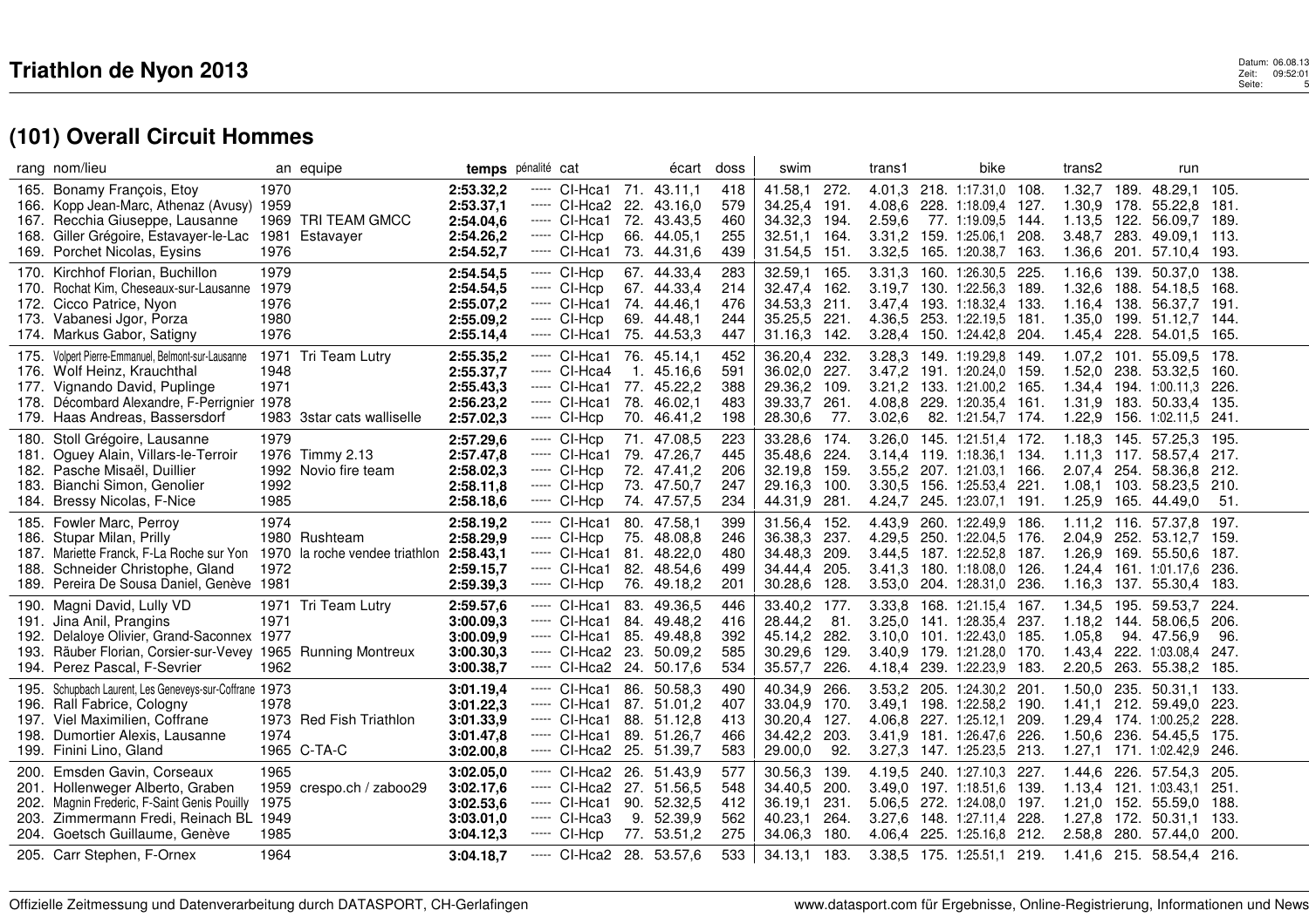# Triathlon de Nyon 2013

## (101) Overall Circuit Hommes

| rang | nom/lieu | an | equipe | temps | pénalité | cat | | écart | doss | swim | | trans1 | | bike | | trans2 | | run | |
|---|---|---|---|---|---|---|---|---|---|---|---|---|---|---|---|---|---|---|---|
| 165. | Bonamy François, Etoy | 1970 | | **2:53.32,2** | ----- | CI-Hca1 | 71. | 43.11,1 | 418 | 41.58,1 | 272. | 4.01,3 | 218. | 1:17.31,0 | 108. | 1.32,7 | 189. | 48.29,1 | 105. |
| 166. | Kopp Jean-Marc, Athenaz (Avusy) | 1959 | | **2:53.37,1** | ----- | CI-Hca2 | 22. | 43.16,0 | 579 | 34.25,4 | 191. | 4.08,6 | 228. | 1:18.09,4 | 127. | 1.30,9 | 178. | 55.22,8 | 181. |
| 167. | Recchia Giuseppe, Lausanne | 1969 | TRI TEAM GMCC | **2:54.04,6** | ----- | CI-Hca1 | 72. | 43.43,5 | 460 | 34.32,3 | 194. | 2.59,6 | 77. | 1:19.09,5 | 144. | 1.13,5 | 122. | 56.09,7 | 189. |
| 168. | Giller Grégoire, Estavayer-le-Lac | 1981 | Estavayer | **2:54.26,2** | ----- | CI-Hcp | 66. | 44.05,1 | 255 | 32.51,1 | 164. | 3.31,2 | 159. | 1:25.06,1 | 208. | 3.48,7 | 283. | 49.09,1 | 113. |
| 169. | Porchet Nicolas, Eysins | 1976 | | **2:54.52,7** | ----- | CI-Hca1 | 73. | 44.31,6 | 439 | 31.54,5 | 151. | 3.32,5 | 165. | 1:20.38,7 | 163. | 1.36,6 | 201. | 57.10,4 | 193. |
| 170. | Kirchhof Florian, Buchillon | 1979 | | **2:54.54,5** | ----- | CI-Hcp | 67. | 44.33,4 | 283 | 32.59,1 | 165. | 3.31,3 | 160. | 1:26.30,5 | 225. | 1.16,6 | 139. | 50.37,0 | 138. |
| 170. | Rochat Kim, Cheseaux-sur-Lausanne | 1979 | | **2:54.54,5** | ----- | CI-Hcp | 67. | 44.33,4 | 214 | 32.47,4 | 162. | 3.19,7 | 130. | 1:22.56,3 | 189. | 1.32,6 | 188. | 54.18,5 | 168. |
| 172. | Cicco Patrice, Nyon | 1976 | | **2:55.07,2** | ----- | CI-Hca1 | 74. | 44.46,1 | 476 | 34.53,3 | 211. | 3.47,4 | 193. | 1:18.32,4 | 133. | 1.16,4 | 138. | 56.37,7 | 191. |
| 173. | Vabanesi Jgor, Porza | 1980 | | **2:55.09,2** | ----- | CI-Hcp | 69. | 44.48,1 | 244 | 35.25,5 | 221. | 4.36,5 | 253. | 1:22.19,5 | 181. | 1.35,0 | 199. | 51.12,7 | 144. |
| 174. | Markus Gabor, Satigny | 1976 | | **2:55.14,4** | ----- | CI-Hca1 | 75. | 44.53,3 | 447 | 31.16,3 | 142. | 3.28,4 | 150. | 1:24.42,8 | 204. | 1.45,4 | 228. | 54.01,5 | 165. |
| 175. | Volpert Pierre-Emmanuel, Belmont-sur-Lausanne | 1971 | Tri Team Lutry | **2:55.35,2** | ----- | CI-Hca1 | 76. | 45.14,1 | 452 | 36.20,4 | 232. | 3.28,3 | 149. | 1:19.29,8 | 149. | 1.07,2 | 101. | 55.09,5 | 178. |
| 176. | Wolf Heinz, Krauchthal | 1948 | | **2:55.37,7** | ----- | CI-Hca4 | 1. | 45.16,6 | 591 | 36.02,0 | 227. | 3.47,2 | 191. | 1:20.24,0 | 159. | 1.52,0 | 238. | 53.32,5 | 160. |
| 177. | Vignando David, Puplinge | 1971 | | **2:55.43,3** | ----- | CI-Hca1 | 77. | 45.22,2 | 388 | 29.36,2 | 109. | 3.21,2 | 133. | 1:21.00,2 | 165. | 1.34,4 | 194. | 1:00.11,3 | 226. |
| 178. | Décombard Alexandre, F-Perrignier | 1978 | | **2:56.23,2** | ----- | CI-Hca1 | 78. | 46.02,1 | 483 | 39.33,7 | 261. | 4.08,8 | 229. | 1:20.35,4 | 161. | 1.31,9 | 183. | 50.33,4 | 135. |
| 179. | Haas Andreas, Bassersdorf | 1983 | 3star cats walliselle | **2:57.02,3** | ----- | CI-Hcp | 70. | 46.41,2 | 198 | 28.30,6 | 77. | 3.02,6 | 82. | 1:21.54,7 | 174. | 1.22,9 | 156. | 1:02.11,5 | 241. |
| 180. | Stoll Grégoire, Lausanne | 1979 | | **2:57.29,6** | ----- | CI-Hcp | 71. | 47.08,5 | 223 | 33.28,6 | 174. | 3.26,0 | 145. | 1:21.51,4 | 172. | 1.18,3 | 145. | 57.25,3 | 195. |
| 181. | Oguey Alain, Villars-le-Terroir | 1976 | Timmy 2.13 | **2:57.47,8** | ----- | CI-Hca1 | 79. | 47.26,7 | 445 | 35.48,6 | 224. | 3.14,4 | 119. | 1:18.36,1 | 134. | 1.11,3 | 117. | 58.57,4 | 217. |
| 182. | Pasche Misaël, Duillier | 1992 | Novio fire team | **2:58.02,3** | ----- | CI-Hcp | 72. | 47.41,2 | 206 | 32.19,8 | 159. | 3.55,2 | 207. | 1:21.03,1 | 166. | 2.07,4 | 254. | 58.36,8 | 212. |
| 183. | Bianchi Simon, Genolier | 1992 | | **2:58.11,8** | ----- | CI-Hcp | 73. | 47.50,7 | 247 | 29.16,3 | 100. | 3.30,5 | 156. | 1:25.53,4 | 221. | 1.08,1 | 103. | 58.23,5 | 210. |
| 184. | Bressy Nicolas, F-Nice | 1985 | | **2:58.18,6** | ----- | CI-Hcp | 74. | 47.57,5 | 234 | 44.31,9 | 281. | 4.24,7 | 245. | 1:23.07,1 | 191. | 1.25,9 | 165. | 44.49,0 | 51. |
| 185. | Fowler Marc, Perroy | 1974 | | **2:58.19,2** | ----- | CI-Hca1 | 80. | 47.58,1 | 399 | 31.56,4 | 152. | 4.43,9 | 260. | 1:22.49,9 | 186. | 1.11,2 | 116. | 57.37,8 | 197. |
| 186. | Stupar Milan, Prilly | 1980 | Rushteam | **2:58.29,9** | ----- | CI-Hcp | 75. | 48.08,8 | 246 | 36.38,3 | 237. | 4.29,5 | 250. | 1:22.04,5 | 176. | 2.04,9 | 252. | 53.12,7 | 159. |
| 187. | Mariette Franck, F-La Roche sur Yon | 1970 | la roche vendee triathlon | **2:58.43,1** | ----- | CI-Hca1 | 81. | 48.22,0 | 480 | 34.48,3 | 209. | 3.44,5 | 187. | 1:22.52,8 | 187. | 1.26,9 | 169. | 55.50,6 | 187. |
| 188. | Schneider Christophe, Gland | 1972 | | **2:59.15,7** | ----- | CI-Hca1 | 82. | 48.54,6 | 499 | 34.44,4 | 205. | 3.41,3 | 180. | 1:18.08,0 | 126. | 1.24,4 | 161. | 1:01.17,6 | 236. |
| 189. | Pereira De Sousa Daniel, Genève | 1981 | | **2:59.39,3** | ----- | CI-Hcp | 76. | 49.18,2 | 201 | 30.28,6 | 128. | 3.53,0 | 204. | 1:28.31,0 | 236. | 1.16,3 | 137. | 55.30,4 | 183. |
| 190. | Magni David, Lully VD | 1971 | Tri Team Lutry | **2:59.57,6** | ----- | CI-Hca1 | 83. | 49.36,5 | 446 | 33.40,2 | 177. | 3.33,8 | 168. | 1:21.15,4 | 167. | 1.34,5 | 195. | 59.53,7 | 224. |
| 191. | Jina Anil, Prangins | 1971 | | **3:00.09,3** | ----- | CI-Hca1 | 84. | 49.48,2 | 416 | 28.44,2 | 81. | 3.25,0 | 141. | 1:28.35,4 | 237. | 1.18,2 | 144. | 58.06,5 | 206. |
| 192. | Delaloye Olivier, Grand-Saconnex | 1977 | | **3:00.09,9** | ----- | CI-Hca1 | 85. | 49.48,8 | 392 | 45.14,2 | 282. | 3.10,0 | 101. | 1:22.43,0 | 185. | 1.05,8 | 94. | 47.56,9 | 96. |
| 193. | Räuber Florian, Corsier-sur-Vevey | 1965 | Running Montreux | **3:00.30,3** | ----- | CI-Hca2 | 23. | 50.09,2 | 585 | 30.29,6 | 129. | 3.40,9 | 179. | 1:21.28,0 | 170. | 1.43,4 | 222. | 1:03.08,4 | 247. |
| 194. | Perez Pascal, F-Sevrier | 1962 | | **3:00.38,7** | ----- | CI-Hca2 | 24. | 50.17,6 | 534 | 35.57,7 | 226. | 4.18,4 | 239. | 1:22.23,9 | 183. | 2.20,5 | 263. | 55.38,2 | 185. |
| 195. | Schupbach Laurent, Les Geneveys-sur-Coffrane | 1973 | | **3:01.19,4** | ----- | CI-Hca1 | 86. | 50.58,3 | 490 | 40.34,9 | 266. | 3.53,2 | 205. | 1:24.30,2 | 201. | 1.50,0 | 235. | 50.31,1 | 133. |
| 196. | Rall Fabrice, Cologny | 1978 | | **3:01.22,3** | ----- | CI-Hca1 | 87. | 51.01,2 | 407 | 33.04,9 | 170. | 3.49,1 | 198. | 1:22.58,2 | 190. | 1.41,1 | 212. | 59.49,0 | 223. |
| 197. | Viel Maximilien, Coffrane | 1973 | Red Fish Triathlon | **3:01.33,9** | ----- | CI-Hca1 | 88. | 51.12,8 | 413 | 30.20,4 | 127. | 4.06,8 | 227. | 1:25.12,1 | 209. | 1.29,4 | 174. | 1:00.25,2 | 228. |
| 198. | Dumortier Alexis, Lausanne | 1974 | | **3:01.47,8** | ----- | CI-Hca1 | 89. | 51.26,7 | 466 | 34.42,2 | 203. | 3.41,9 | 181. | 1:26.47,6 | 226. | 1.50,6 | 236. | 54.45,5 | 175. |
| 199. | Finini Lino, Gland | 1965 | C-TA-C | **3:02.00,8** | ----- | CI-Hca2 | 25. | 51.39,7 | 583 | 29.00,0 | 92. | 3.27,3 | 147. | 1:25.23,5 | 213. | 1.27,1 | 171. | 1:02.42,9 | 246. |
| 200. | Emsden Gavin, Corseaux | 1965 | | **3:02.05,0** | ----- | CI-Hca2 | 26. | 51.43,9 | 577 | 30.56,3 | 139. | 4.19,5 | 240. | 1:27.10,3 | 227. | 1.44,6 | 226. | 57.54,3 | 205. |
| 201. | Hollenweger Alberto, Graben | 1959 | crespo.ch / zaboo29 | **3:02.17,6** | ----- | CI-Hca2 | 27. | 51.56,5 | 548 | 34.40,5 | 200. | 3.49,0 | 197. | 1:18.51,6 | 139. | 1.13,4 | 121. | 1:03.43,1 | 251. |
| 202. | Magnin Frederic, F-Saint Genis Pouilly | 1975 | | **3:02.53,6** | ----- | CI-Hca1 | 90. | 52.32,5 | 412 | 36.19,1 | 231. | 5.06,5 | 272. | 1:24.08,0 | 197. | 1.21,0 | 152. | 55.59,0 | 188. |
| 203. | Zimmermann Fredi, Reinach BL | 1949 | | **3:03.01,0** | ----- | CI-Hca3 | 9. | 52.39,9 | 562 | 40.23,1 | 264. | 3.27,6 | 148. | 1:27.11,4 | 228. | 1.27,8 | 172. | 50.31,1 | 133. |
| 204. | Goetsch Guillaume, Genève | 1985 | | **3:04.12,3** | ----- | CI-Hcp | 77. | 53.51,2 | 275 | 34.06,3 | 180. | 4.06,4 | 225. | 1:25.16,8 | 212. | 2.58,8 | 280. | 57.44,0 | 200. |
| 205. | Carr Stephen, F-Ornex | 1964 | | **3:04.18,7** | ----- | CI-Hca2 | 28. | 53.57,6 | 533 | 34.13,1 | 183. | 3.38,5 | 175. | 1:25.51,1 | 219. | 1.41,6 | 215. | 58.54,4 | 216. |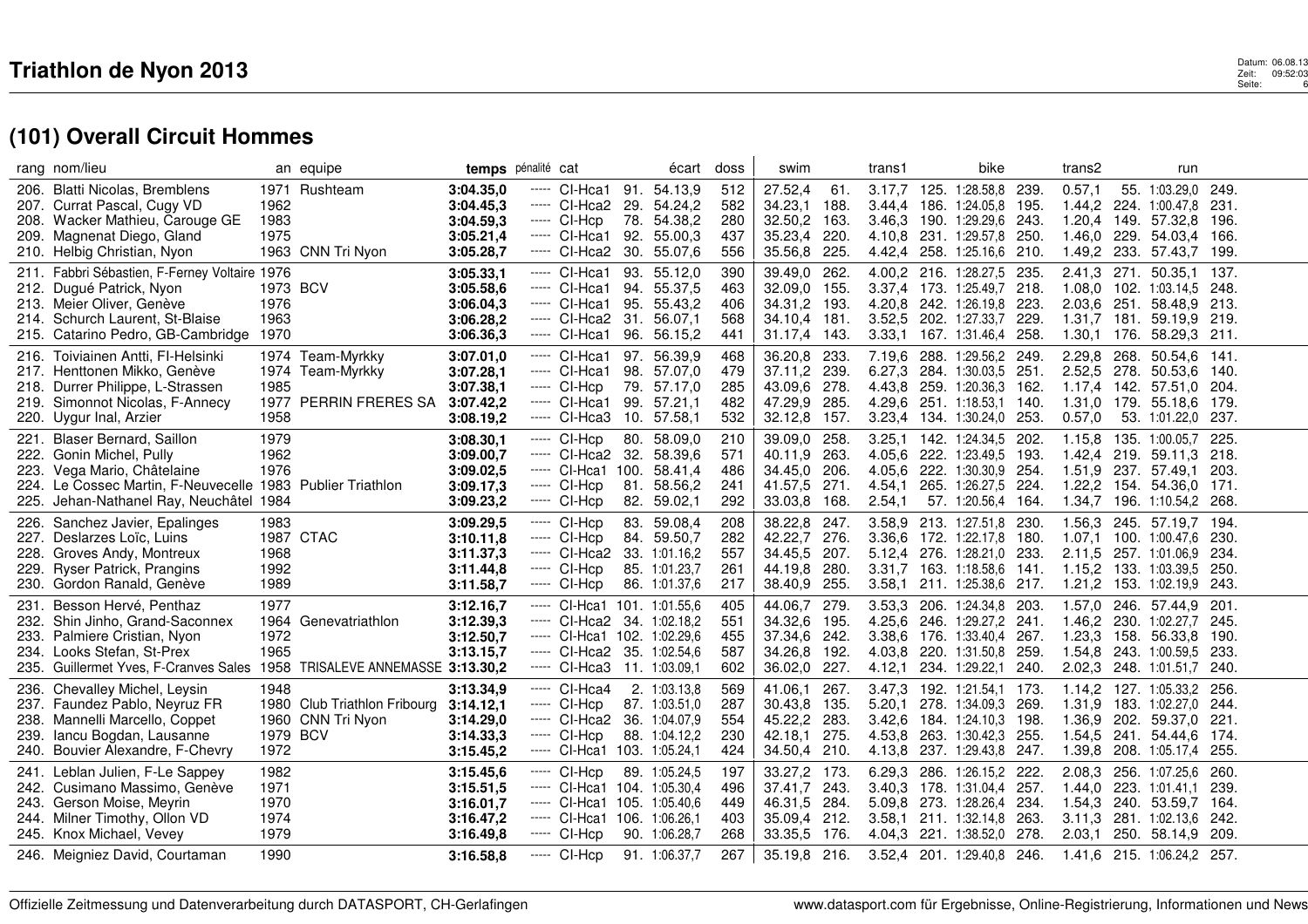# Triathlon de Nyon 2013

## (101) Overall Circuit Hommes

| rang | nom/lieu | an | equipe | temps | pénalité | cat | | écart | doss | swim | | trans1 | | bike | | trans2 | | run | |
|---|---|---|---|---|---|---|---|---|---|---|---|---|---|---|---|---|---|---|---|
| 206. | Blatti Nicolas, Bremblens | 1971 | Rushteam | **3:04.35,0** | ----- | Cl-Hca1 | 91. | 54.13,9 | 512 | 27.52,4 | 61. | 3.17,7 | 125. | 1:28.58,8 | 239. | 0.57,1 | 55. | 1:03.29,0 | 249. |
| 207. | Currat Pascal, Cugy VD | 1962 | | **3:04.45,3** | ----- | Cl-Hca2 | 29. | 54.24,2 | 582 | 34.23,1 | 188. | 3.44,4 | 186. | 1:24.05,8 | 195. | 1.44,2 | 224. | 1:00.47,8 | 231. |
| 208. | Wacker Mathieu, Carouge GE | 1983 | | **3:04.59,3** | ----- | Cl-Hcp | 78. | 54.38,2 | 280 | 32.50,2 | 163. | 3.46,3 | 190. | 1:29.29,6 | 243. | 1.20,4 | 149. | 57.32,8 | 196. |
| 209. | Magnenat Diego, Gland | 1975 | | **3:05.21,4** | ----- | Cl-Hca1 | 92. | 55.00,3 | 437 | 35.23,4 | 220. | 4.10,8 | 231. | 1:29.57,8 | 250. | 1.46,0 | 229. | 54.03,4 | 166. |
| 210. | Helbig Christian, Nyon | 1963 | CNN Tri Nyon | **3:05.28,7** | ----- | Cl-Hca2 | 30. | 55.07,6 | 556 | 35.56,8 | 225. | 4.42,4 | 258. | 1:25.16,6 | 210. | 1.49,2 | 233. | 57.43,7 | 199. |
| 211. | Fabbri Sébastien, F-Ferney Voltaire | 1976 | | **3:05.33,1** | ----- | Cl-Hca1 | 93. | 55.12,0 | 390 | 39.49,0 | 262. | 4.00,2 | 216. | 1:28.27,5 | 235. | 2.41,3 | 271. | 50.35,1 | 137. |
| 212. | Dugué Patrick, Nyon | 1973 | BCV | **3:05.58,6** | ----- | Cl-Hca1 | 94. | 55.37,5 | 463 | 32.09,0 | 155. | 3.37,4 | 173. | 1:25.49,7 | 218. | 1.08,0 | 102. | 1:03.14,5 | 248. |
| 213. | Meier Oliver, Genève | 1976 | | **3:06.04,3** | ----- | Cl-Hca1 | 95. | 55.43,2 | 406 | 34.31,2 | 193. | 4.20,8 | 242. | 1:26.19,8 | 223. | 2.03,6 | 251. | 58.48,9 | 213. |
| 214. | Schurch Laurent, St-Blaise | 1963 | | **3:06.28,2** | ----- | Cl-Hca2 | 31. | 56.07,1 | 568 | 34.10,4 | 181. | 3.52,5 | 202. | 1:27.33,7 | 229. | 1.31,7 | 181. | 59.19,9 | 219. |
| 215. | Catarino Pedro, GB-Cambridge | 1970 | | **3:06.36,3** | ----- | Cl-Hca1 | 96. | 56.15,2 | 441 | 31.17,4 | 143. | 3.33,1 | 167. | 1:31.46,4 | 258. | 1.30,1 | 176. | 58.29,3 | 211. |
| 216. | Toiviainen Antti, FI-Helsinki | 1974 | Team-Myrkky | **3:07.01,0** | ----- | Cl-Hca1 | 97. | 56.39,9 | 468 | 36.20,8 | 233. | 7.19,6 | 288. | 1:29.56,2 | 249. | 2.29,8 | 268. | 50.54,6 | 141. |
| 217. | Henttonen Mikko, Genève | 1974 | Team-Myrkky | **3:07.28,1** | ----- | Cl-Hca1 | 98. | 57.07,0 | 479 | 37.11,2 | 239. | 6.27,3 | 284. | 1:30.03,5 | 251. | 2.52,5 | 278. | 50.53,6 | 140. |
| 218. | Durrer Philippe, L-Strassen | 1985 | | **3:07.38,1** | ----- | Cl-Hcp | 79. | 57.17,0 | 285 | 43.09,6 | 278. | 4.43,8 | 259. | 1:20.36,3 | 162. | 1.17,4 | 142. | 57.51,0 | 204. |
| 219. | Simonnot Nicolas, F-Annecy | 1977 | PERRIN FRERES SA | **3:07.42,2** | ----- | Cl-Hca1 | 99. | 57.21,1 | 482 | 47.29,9 | 285. | 4.29,6 | 251. | 1:18.53,1 | 140. | 1.31,0 | 179. | 55.18,6 | 179. |
| 220. | Uygur Inal, Arzier | 1958 | | **3:08.19,2** | ----- | Cl-Hca3 | 10. | 57.58,1 | 532 | 32.12,8 | 157. | 3.23,4 | 134. | 1:30.24,0 | 253. | 0.57,0 | 53. | 1:01.22,0 | 237. |
| 221. | Blaser Bernard, Saillon | 1979 | | **3:08.30,1** | ----- | Cl-Hcp | 80. | 58.09,0 | 210 | 39.09,0 | 258. | 3.25,1 | 142. | 1:24.34,5 | 202. | 1.15,8 | 135. | 1:00.05,7 | 225. |
| 222. | Gonin Michel, Pully | 1962 | | **3:09.00,7** | ----- | Cl-Hca2 | 32. | 58.39,6 | 571 | 40.11,9 | 263. | 4.05,6 | 222. | 1:23.49,5 | 193. | 1.42,4 | 219. | 59.11,3 | 218. |
| 223. | Vega Mario, Châtelaine | 1976 | | **3:09.02,5** | ----- | Cl-Hca1 | 100. | 58.41,4 | 486 | 34.45,0 | 206. | 4.05,6 | 222. | 1:30.30,9 | 254. | 1.51,9 | 237. | 57.49,1 | 203. |
| 224. | Le Cossec Martin, F-Neuvecelle | 1983 | Publier Triathlon | **3:09.17,3** | ----- | Cl-Hcp | 81. | 58.56,2 | 241 | 41.57,5 | 271. | 4.54,1 | 265. | 1:26.27,5 | 224. | 1.22,2 | 154. | 54.36,0 | 171. |
| 225. | Jehan-Nathanel Ray, Neuchâtel | 1984 | | **3:09.23,2** | ----- | Cl-Hcp | 82. | 59.02,1 | 292 | 33.03,8 | 168. | 2.54,1 | 57. | 1:20.56,4 | 164. | 1.34,7 | 196. | 1:10.54,2 | 268. |
| 226. | Sanchez Javier, Epalinges | 1983 | | **3:09.29,5** | ----- | Cl-Hcp | 83. | 59.08,4 | 208 | 38.22,8 | 247. | 3.58,9 | 213. | 1:27.51,8 | 230. | 1.56,3 | 245. | 57.19,7 | 194. |
| 227. | Deslarzes Loïc, Luins | 1987 | CTAC | **3:10.11,8** | ----- | Cl-Hcp | 84. | 59.50,7 | 282 | 42.22,7 | 276. | 3.36,6 | 172. | 1:22.17,8 | 180. | 1.07,1 | 100. | 1:00.47,6 | 230. |
| 228. | Groves Andy, Montreux | 1968 | | **3:11.37,3** | ----- | Cl-Hca2 | 33. | 1:01.16,2 | 557 | 34.45,5 | 207. | 5.12,4 | 276. | 1:28.21,0 | 233. | 2.11,5 | 257. | 1:01.06,9 | 234. |
| 229. | Ryser Patrick, Prangins | 1992 | | **3:11.44,8** | ----- | Cl-Hcp | 85. | 1:01.23,7 | 261 | 44.19,8 | 280. | 3.31,7 | 163. | 1:18.58,6 | 141. | 1.15,2 | 133. | 1:03.39,5 | 250. |
| 230. | Gordon Ranald, Genève | 1989 | | **3:11.58,7** | ----- | Cl-Hcp | 86. | 1:01.37,6 | 217 | 38.40,9 | 255. | 3.58,1 | 211. | 1:25.38,6 | 217. | 1.21,2 | 153. | 1:02.19,9 | 243. |
| 231. | Besson Hervé, Penthaz | 1977 | | **3:12.16,7** | ----- | Cl-Hca1 | 101. | 1:01.55,6 | 405 | 44.06,7 | 279. | 3.53,3 | 206. | 1:24.34,8 | 203. | 1.57,0 | 246. | 57.44,9 | 201. |
| 232. | Shin Jinho, Grand-Saconnex | 1964 | Genevatriathlon | **3:12.39,3** | ----- | Cl-Hca2 | 34. | 1:02.18,2 | 551 | 34.32,6 | 195. | 4.25,6 | 246. | 1:29.27,2 | 241. | 1.46,2 | 230. | 1:02.27,7 | 245. |
| 233. | Palmiere Cristian, Nyon | 1972 | | **3:12.50,7** | ----- | Cl-Hca1 | 102. | 1:02.29,6 | 455 | 37.34,6 | 242. | 3.38,6 | 176. | 1:33.40,4 | 267. | 1.23,3 | 158. | 56.33,8 | 190. |
| 234. | Looks Stefan, St-Prex | 1965 | | **3:13.15,7** | ----- | Cl-Hca2 | 35. | 1:02.54,6 | 587 | 34.26,8 | 192. | 4.03,8 | 220. | 1:31.50,8 | 259. | 1.54,8 | 243. | 1:00.59,5 | 233. |
| 235. | Guillermet Yves, F-Cranves Sales | 1958 | TRISALEVE ANNEMASSE | **3:13.30,2** | ----- | Cl-Hca3 | 11. | 1:03.09,1 | 602 | 36.02,0 | 227. | 4.12,1 | 234. | 1:29.22,1 | 240. | 2.02,3 | 248. | 1:01.51,7 | 240. |
| 236. | Chevalley Michel, Leysin | 1948 | | **3:13.34,9** | ----- | Cl-Hca4 | 2. | 1:03.13,8 | 569 | 41.06,1 | 267. | 3.47,3 | 192. | 1:21.54,1 | 173. | 1.14,2 | 127. | 1:05.33,2 | 256. |
| 237. | Faundez Pablo, Neyruz FR | 1980 | Club Triathlon Fribourg | **3:14.12,1** | ----- | Cl-Hcp | 87. | 1:03.51,0 | 287 | 30.43,8 | 135. | 5.20,1 | 278. | 1:34.09,3 | 269. | 1.31,9 | 183. | 1:02.27,0 | 244. |
| 238. | Mannelli Marcello, Coppet | 1960 | CNN Tri Nyon | **3:14.29,0** | ----- | Cl-Hca2 | 36. | 1:04.07,9 | 554 | 45.22,2 | 283. | 3.42,6 | 184. | 1:24.10,3 | 198. | 1.36,9 | 202. | 59.37,0 | 221. |
| 239. | Iancu Bogdan, Lausanne | 1979 | BCV | **3:14.33,3** | ----- | Cl-Hcp | 88. | 1:04.12,2 | 230 | 42.18,1 | 275. | 4.53,8 | 263. | 1:30.42,3 | 255. | 1.54,5 | 241. | 54.44,6 | 174. |
| 240. | Bouvier Alexandre, F-Chevry | 1972 | | **3:15.45,2** | ----- | Cl-Hca1 | 103. | 1:05.24,1 | 424 | 34.50,4 | 210. | 4.13,8 | 237. | 1:29.43,8 | 247. | 1.39,8 | 208. | 1:05.17,4 | 255. |
| 241. | Leblan Julien, F-Le Sappey | 1982 | | **3:15.45,6** | ----- | Cl-Hcp | 89. | 1:05.24,5 | 197 | 33.27,2 | 173. | 6.29,3 | 286. | 1:26.15,2 | 222. | 2.08,3 | 256. | 1:07.25,6 | 260. |
| 242. | Cusimano Massimo, Genève | 1971 | | **3:15.51,5** | ----- | Cl-Hca1 | 104. | 1:05.30,4 | 496 | 37.41,7 | 243. | 3.40,3 | 178. | 1:31.04,4 | 257. | 1.44,0 | 223. | 1:01.41,1 | 239. |
| 243. | Gerson Moise, Meyrin | 1970 | | **3:16.01,7** | ----- | Cl-Hca1 | 105. | 1:05.40,6 | 449 | 46.31,5 | 284. | 5.09,8 | 273. | 1:28.26,4 | 234. | 1.54,3 | 240. | 53.59,7 | 164. |
| 244. | Milner Timothy, Ollon VD | 1974 | | **3:16.47,2** | ----- | Cl-Hca1 | 106. | 1:06.26,1 | 403 | 35.09,4 | 212. | 3.58,1 | 211. | 1:32.14,8 | 263. | 3.11,3 | 281. | 1:02.13,6 | 242. |
| 245. | Knox Michael, Vevey | 1979 | | **3:16.49,8** | ----- | Cl-Hcp | 90. | 1:06.28,7 | 268 | 33.35,5 | 176. | 4.04,3 | 221. | 1:38.52,0 | 278. | 2.03,1 | 250. | 58.14,9 | 209. |
| 246. | Meigniez David, Courtaman | 1990 | | **3:16.58,8** | ----- | Cl-Hcp | 91. | 1:06.37,7 | 267 | 35.19,8 | 216. | 3.52,4 | 201. | 1:29.40,8 | 246. | 1.41,6 | 215. | 1:06.24,2 | 257. |

Offizielle Zeitmessung und Datenverarbeitung durch DATASPORT, CH-Gerlafingen

www.datasport.com für Ergebnisse, Online-Registrierung, Informationen und News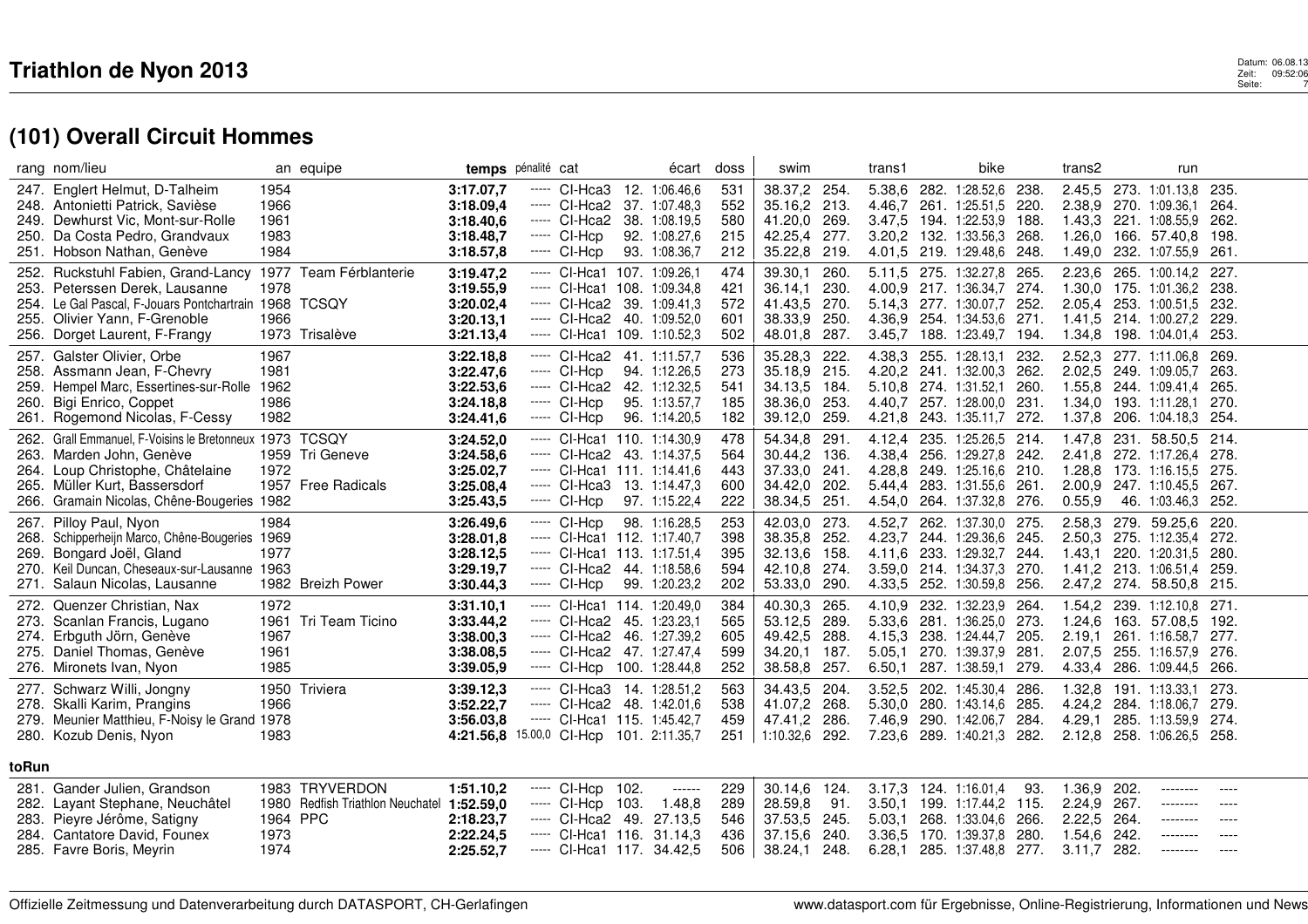# Triathlon de Nyon 2013

## (101) Overall Circuit Hommes

| rang | nom/lieu | an | equipe | temps | pénalité | cat | | écart | doss | swim | | trans1 | | bike | | trans2 | | run | |
|---|---|---|---|---|---|---|---|---|---|---|---|---|---|---|---|---|---|---|---|
| 247. | Englert Helmut, D-Talheim | 1954 | | **3:17.07,7** | ----- | Cl-Hca3 | 12. | 1:06.46,6 | 531 | 38.37,2 | 254. | 5.38,6 | 282. | 1:28.52,6 | 238. | 2.45,5 | 273. | 1:01.13,8 | 235. |
| 248. | Antonietti Patrick, Savièse | 1966 | | **3:18.09,4** | ----- | Cl-Hca2 | 37. | 1:07.48,3 | 552 | 35.16,2 | 213. | 4.46,7 | 261. | 1:25.51,5 | 220. | 2.38,9 | 270. | 1:09.36,1 | 264. |
| 249. | Dewhurst Vic, Mont-sur-Rolle | 1961 | | **3:18.40,6** | ----- | Cl-Hca2 | 38. | 1:08.19,5 | 580 | 41.20,0 | 269. | 3.47,5 | 194. | 1:22.53,9 | 188. | 1.43,3 | 221. | 1:08.55,9 | 262. |
| 250. | Da Costa Pedro, Grandvaux | 1983 | | **3:18.48,7** | ----- | Cl-Hcp | 92. | 1:08.27,6 | 215 | 42.25,4 | 277. | 3.20,2 | 132. | 1:33.56,3 | 268. | 1.26,0 | 166. | 57.40,8 | 198. |
| 251. | Hobson Nathan, Genève | 1984 | | **3:18.57,8** | ----- | Cl-Hcp | 93. | 1:08.36,7 | 212 | 35.22,8 | 219. | 4.01,5 | 219. | 1:29.48,6 | 248. | 1.49,0 | 232. | 1:07.55,9 | 261. |
| 252. | Ruckstuhl Fabien, Grand-Lancy | 1977 | Team Férblanterie | **3:19.47,2** | ----- | Cl-Hca1 | 107. | 1:09.26,1 | 474 | 39.30,1 | 260. | 5.11,5 | 275. | 1:32.27,8 | 265. | 2.23,6 | 265. | 1:00.14,2 | 227. |
| 253. | Peterssen Derek, Lausanne | 1978 | | **3:19.55,9** | ----- | Cl-Hca1 | 108. | 1:09.34,8 | 421 | 36.14,1 | 230. | 4.00,9 | 217. | 1:36.34,7 | 274. | 1.30,0 | 175. | 1:01.36,2 | 238. |
| 254. | Le Gal Pascal, F-Jouars Pontchartrain | 1968 | TCSQY | **3:20.02,4** | ----- | Cl-Hca2 | 39. | 1:09.41,3 | 572 | 41.43,5 | 270. | 5.14,3 | 277. | 1:30.07,7 | 252. | 2.05,4 | 253. | 1:00.51,5 | 232. |
| 255. | Olivier Yann, F-Grenoble | 1966 | | **3:20.13,1** | ----- | Cl-Hca2 | 40. | 1:09.52,0 | 601 | 38.33,9 | 250. | 4.36,9 | 254. | 1:34.53,6 | 271. | 1.41,5 | 214. | 1:00.27,2 | 229. |
| 256. | Dorget Laurent, F-Frangy | 1973 | Trisalève | **3:21.13,4** | ----- | Cl-Hca1 | 109. | 1:10.52,3 | 502 | 48.01,8 | 287. | 3.45,7 | 188. | 1:23.49,7 | 194. | 1.34,8 | 198. | 1:04.01,4 | 253. |
| 257. | Galster Olivier, Orbe | 1967 | | **3:22.18,8** | ----- | Cl-Hca2 | 41. | 1:11.57,7 | 536 | 35.28,3 | 222. | 4.38,3 | 255. | 1:28.13,1 | 232. | 2.52,3 | 277. | 1:11.06,8 | 269. |
| 258. | Assmann Jean, F-Chevry | 1981 | | **3:22.47,6** | ----- | Cl-Hcp | 94. | 1:12.26,5 | 273 | 35.18,9 | 215. | 4.20,2 | 241. | 1:32.00,3 | 262. | 2.02,5 | 249. | 1:09.05,7 | 263. |
| 259. | Hempel Marc, Essertines-sur-Rolle | 1962 | | **3:22.53,6** | ----- | Cl-Hca2 | 42. | 1:12.32,5 | 541 | 34.13,5 | 184. | 5.10,8 | 274. | 1:31.52,1 | 260. | 1.55,8 | 244. | 1:09.41,4 | 265. |
| 260. | Bigi Enrico, Coppet | 1986 | | **3:24.18,8** | ----- | Cl-Hcp | 95. | 1:13.57,7 | 185 | 38.36,0 | 253. | 4.40,7 | 257. | 1:28.00,0 | 231. | 1.34,0 | 193. | 1:11.28,1 | 270. |
| 261. | Rogemond Nicolas, F-Cessy | 1982 | | **3:24.41,6** | ----- | Cl-Hcp | 96. | 1:14.20,5 | 182 | 39.12,0 | 259. | 4.21,8 | 243. | 1:35.11,7 | 272. | 1.37,8 | 206. | 1:04.18,3 | 254. |
| 262. | Grall Emmanuel, F-Voisins le Bretonneux | 1973 | TCSQY | **3:24.52,0** | ----- | Cl-Hca1 | 110. | 1:14.30,9 | 478 | 54.34,8 | 291. | 4.12,4 | 235. | 1:25.26,5 | 214. | 1.47,8 | 231. | 58.50,5 | 214. |
| 263. | Marden John, Genève | 1959 | Tri Geneve | **3:24.58,6** | ----- | Cl-Hca2 | 43. | 1:14.37,5 | 564 | 30.44,2 | 136. | 4.38,4 | 256. | 1:29.27,8 | 242. | 2.41,8 | 272. | 1:17.26,4 | 278. |
| 264. | Loup Christophe, Châtelaine | 1972 | | **3:25.02,7** | ----- | Cl-Hca1 | 111. | 1:14.41,6 | 443 | 37.33,0 | 241. | 4.28,8 | 249. | 1:25.16,6 | 210. | 1.28,8 | 173. | 1:16.15,5 | 275. |
| 265. | Müller Kurt, Bassersdorf | 1957 | Free Radicals | **3:25.08,4** | ----- | Cl-Hca3 | 13. | 1:14.47,3 | 600 | 34.42,0 | 202. | 5.44,4 | 283. | 1:31.55,6 | 261. | 2.00,9 | 247. | 1:10.45,5 | 267. |
| 266. | Gramain Nicolas, Chêne-Bougeries | 1982 | | **3:25.43,5** | ----- | Cl-Hcp | 97. | 1:15.22,4 | 222 | 38.34,5 | 251. | 4.54,0 | 264. | 1:37.32,8 | 276. | 0.55,9 | 46. | 1:03.46,3 | 252. |
| 267. | Pilloy Paul, Nyon | 1984 | | **3:26.49,6** | ----- | Cl-Hcp | 98. | 1:16.28,5 | 253 | 42.03,0 | 273. | 4.52,7 | 262. | 1:37.30,0 | 275. | 2.58,3 | 279. | 59.25,6 | 220. |
| 268. | Schipperheijn Marco, Chêne-Bougeries | 1969 | | **3:28.01,8** | ----- | Cl-Hca1 | 112. | 1:17.40,7 | 398 | 38.35,8 | 252. | 4.23,7 | 244. | 1:29.36,6 | 245. | 2.50,3 | 275. | 1:12.35,4 | 272. |
| 269. | Bongard Joël, Gland | 1977 | | **3:28.12,5** | ----- | Cl-Hca1 | 113. | 1:17.51,4 | 395 | 32.13,6 | 158. | 4.11,6 | 233. | 1:29.32,7 | 244. | 1.43,1 | 220. | 1:20.31,5 | 280. |
| 270. | Keil Duncan, Cheseaux-sur-Lausanne | 1963 | | **3:29.19,7** | ----- | Cl-Hca2 | 44. | 1:18.58,6 | 594 | 42.10,8 | 274. | 3.59,0 | 214. | 1:34.37,3 | 270. | 1.41,2 | 213. | 1:06.51,4 | 259. |
| 271. | Salaun Nicolas, Lausanne | 1982 | Breizh Power | **3:30.44,3** | ----- | Cl-Hcp | 99. | 1:20.23,2 | 202 | 53.33,0 | 290. | 4.33,5 | 252. | 1:30.59,8 | 256. | 2.47,2 | 274. | 58.50,8 | 215. |
| 272. | Quenzer Christian, Nax | 1972 | | **3:31.10,1** | ----- | Cl-Hca1 | 114. | 1:20.49,0 | 384 | 40.30,3 | 265. | 4.10,9 | 232. | 1:32.23,9 | 264. | 1.54,2 | 239. | 1:12.10,8 | 271. |
| 273. | Scanlan Francis, Lugano | 1961 | Tri Team Ticino | **3:33.44,2** | ----- | Cl-Hca2 | 45. | 1:23.23,1 | 565 | 53.12,5 | 289. | 5.33,6 | 281. | 1:36.25,0 | 273. | 1.24,6 | 163. | 57.08,5 | 192. |
| 274. | Erbguth Jörn, Genève | 1967 | | **3:38.00,3** | ----- | Cl-Hca2 | 46. | 1:27.39,2 | 605 | 49.42,5 | 288. | 4.15,3 | 238. | 1:24.44,7 | 205. | 2.19,1 | 261. | 1:16.58,7 | 277. |
| 275. | Daniel Thomas, Genève | 1961 | | **3:38.08,5** | ----- | Cl-Hca2 | 47. | 1:27.47,4 | 599 | 34.20,1 | 187. | 5.05,1 | 270. | 1:39.37,9 | 281. | 2.07,5 | 255. | 1:16.57,9 | 276. |
| 276. | Mironets Ivan, Nyon | 1985 | | **3:39.05,9** | ----- | Cl-Hcp | 100. | 1:28.44,8 | 252 | 38.58,8 | 257. | 6.50,1 | 287. | 1:38.59,1 | 279. | 4.33,4 | 286. | 1:09.44,5 | 266. |
| 277. | Schwarz Willi, Jongny | 1950 | Triviera | **3:39.12,3** | ----- | Cl-Hca3 | 14. | 1:28.51,2 | 563 | 34.43,5 | 204. | 3.52,5 | 202. | 1:45.30,4 | 286. | 1.32,8 | 191. | 1:13.33,1 | 273. |
| 278. | Skalli Karim, Prangins | 1966 | | **3:52.22,7** | ----- | Cl-Hca2 | 48. | 1:42.01,6 | 538 | 41.07,2 | 268. | 5.30,0 | 280. | 1:43.14,6 | 285. | 4.24,2 | 284. | 1:18.06,7 | 279. |
| 279. | Meunier Matthieu, F-Noisy le Grand | 1978 | | **3:56.03,8** | ----- | Cl-Hca1 | 115. | 1:45.42,7 | 459 | 47.41,2 | 286. | 7.46,9 | 290. | 1:42.06,7 | 284. | 4.29,1 | 285. | 1:13.59,9 | 274. |
| 280. | Kozub Denis, Nyon | 1983 | | **4:21.56,8** | 15.00,0 | Cl-Hcp | 101. | 2:11.35,7 | 251 | 1:10.32,6 | 292. | 7.23,6 | 289. | 1:40.21,3 | 282. | 2.12,8 | 258. | 1:06.26,5 | 258. |

**toRun**

| rang | nom/lieu | an | equipe | temps | pénalité | cat | | écart | doss | swim | | trans1 | | bike | | trans2 | | run | |
|---|---|---|---|---|---|---|---|---|---|---|---|---|---|---|---|---|---|---|---|
| 281. | Gander Julien, Grandson | 1983 | TRYVERDON | **1:51.10,2** | ----- | Cl-Hcp | 102. | ------ | 229 | 30.14,6 | 124. | 3.17,3 | 124. | 1:16.01,4 | 93. | 1.36,9 | 202. | -------- | ---- |
| 282. | Layant Stephane, Neuchâtel | 1980 | Redfish Triathlon Neuchatel | **1:52.59,0** | ----- | Cl-Hcp | 103. | 1.48,8 | 289 | 28.59,8 | 91. | 3.50,1 | 199. | 1:17.44,2 | 115. | 2.24,9 | 267. | -------- | ---- |
| 283. | Pieyre Jérôme, Satigny | 1964 | PPC | **2:18.23,7** | ----- | Cl-Hca2 | 49. | 27.13,5 | 546 | 37.53,5 | 245. | 5.03,1 | 268. | 1:33.04,6 | 266. | 2.22,5 | 264. | -------- | ---- |
| 284. | Cantatore David, Founex | 1973 | | **2:22.24,5** | ----- | Cl-Hca1 | 116. | 31.14,3 | 436 | 37.15,6 | 240. | 3.36,5 | 170. | 1:39.37,8 | 280. | 1.54,6 | 242. | -------- | ---- |
| 285. | Favre Boris, Meyrin | 1974 | | **2:25.52,7** | ----- | Cl-Hca1 | 117. | 34.42,5 | 506 | 38.24,1 | 248. | 6.28,1 | 285. | 1:37.48,8 | 277. | 3.11,7 | 282. | -------- | ---- |

Offizielle Zeitmessung und Datenverarbeitung durch DATASPORT, CH-Gerlafingen

www.datasport.com für Ergebnisse, Online-Registrierung, Informationen und News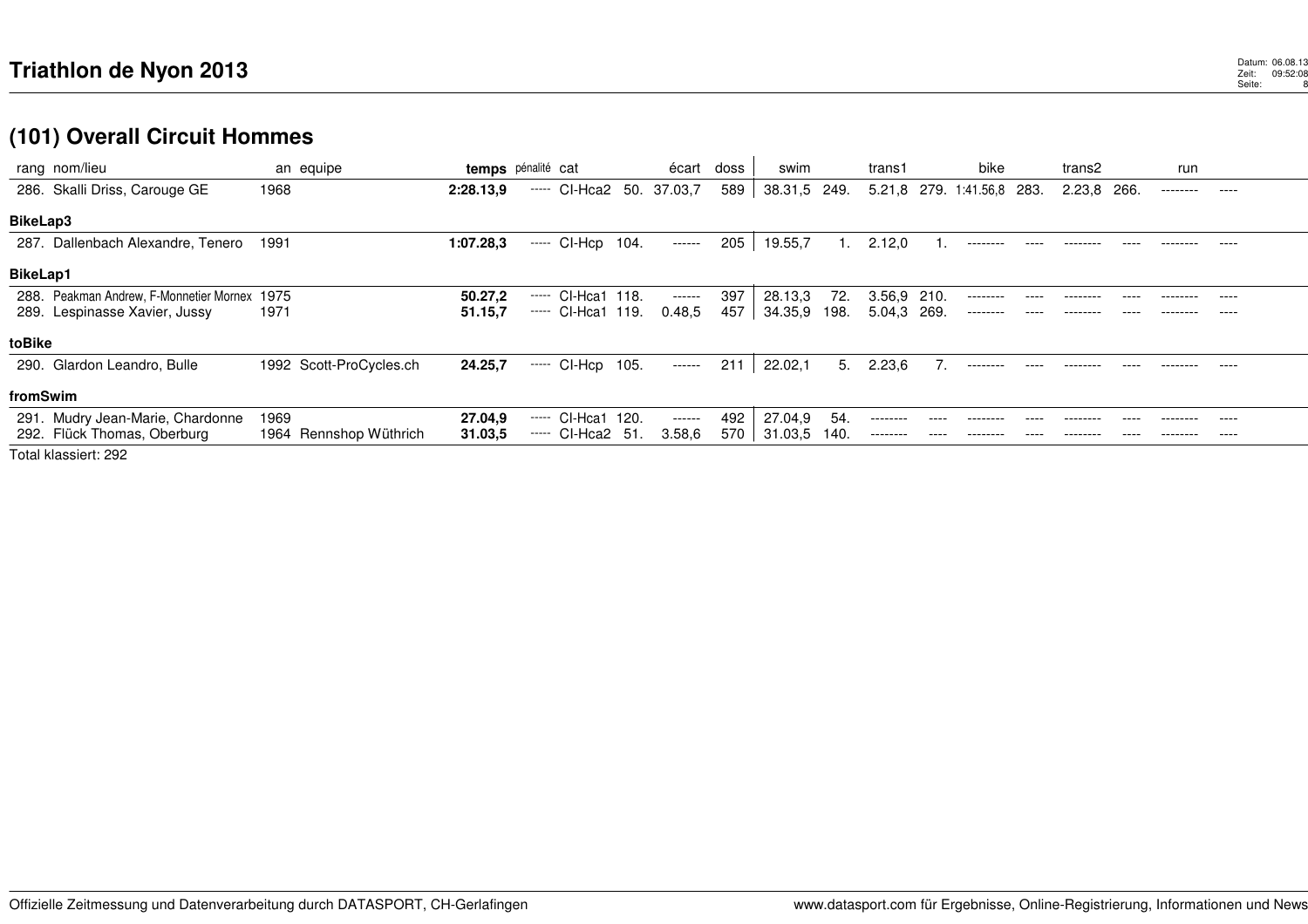# Triathlon de Nyon 2013

## (101) Overall Circuit Hommes

| rang | nom/lieu | an | equipe | temps | pénalité | cat | | écart | doss | swim | | trans1 | | bike | | trans2 | | run | |
|---|---|---|---|---|---|---|---|---|---|---|---|---|---|---|---|---|---|---|---|
| 286. | Skalli Driss, Carouge GE | 1968 | | **2:28.13,9** | ----- | Cl-Hca2 | 50. | 37.03,7 | 589 | 38.31,5 | 249. | 5.21,8 | 279. | 1:41.56,8 | 283. | 2.23,8 | 266. | -------- | ---- |
| **BikeLap3** | | | | | | | | | | | | | | | | | | | |
| 287. | Dallenbach Alexandre, Tenero | 1991 | | **1:07.28,3** | ----- | Cl-Hcp | 104. | ------ | 205 | 19.55,7 | 1. | 2.12,0 | 1. | -------- | ---- | -------- | ---- | -------- | ---- |
| **BikeLap1** | | | | | | | | | | | | | | | | | | | |
| 288. | Peakman Andrew, F-Monnetier Mornex | 1975 | | **50.27,2** | ----- | Cl-Hca1 | 118. | ------ | 397 | 28.13,3 | 72. | 3.56,9 | 210. | -------- | ---- | -------- | ---- | -------- | ---- |
| 289. | Lespinasse Xavier, Jussy | 1971 | | **51.15,7** | ----- | Cl-Hca1 | 119. | 0.48,5 | 457 | 34.35,9 | 198. | 5.04,3 | 269. | -------- | ---- | -------- | ---- | -------- | ---- |
| **toBike** | | | | | | | | | | | | | | | | | | | |
| 290. | Glardon Leandro, Bulle | 1992 | Scott-ProCycles.ch | **24.25,7** | ----- | Cl-Hcp | 105. | ------ | 211 | 22.02,1 | 5. | 2.23,6 | 7. | -------- | ---- | -------- | ---- | -------- | ---- |
| **fromSwim** | | | | | | | | | | | | | | | | | | | |
| 291. | Mudry Jean-Marie, Chardonne | 1969 | | **27.04,9** | ----- | Cl-Hca1 | 120. | ------ | 492 | 27.04,9 | 54. | -------- | ---- | -------- | ---- | -------- | ---- | -------- | ---- |
| 292. | Flück Thomas, Oberburg | 1964 | Rennshop Wüthrich | **31.03,5** | ----- | Cl-Hca2 | 51. | 3.58,6 | 570 | 31.03,5 | 140. | -------- | ---- | -------- | ---- | -------- | ---- | -------- | ---- |

Total klassiert: 292